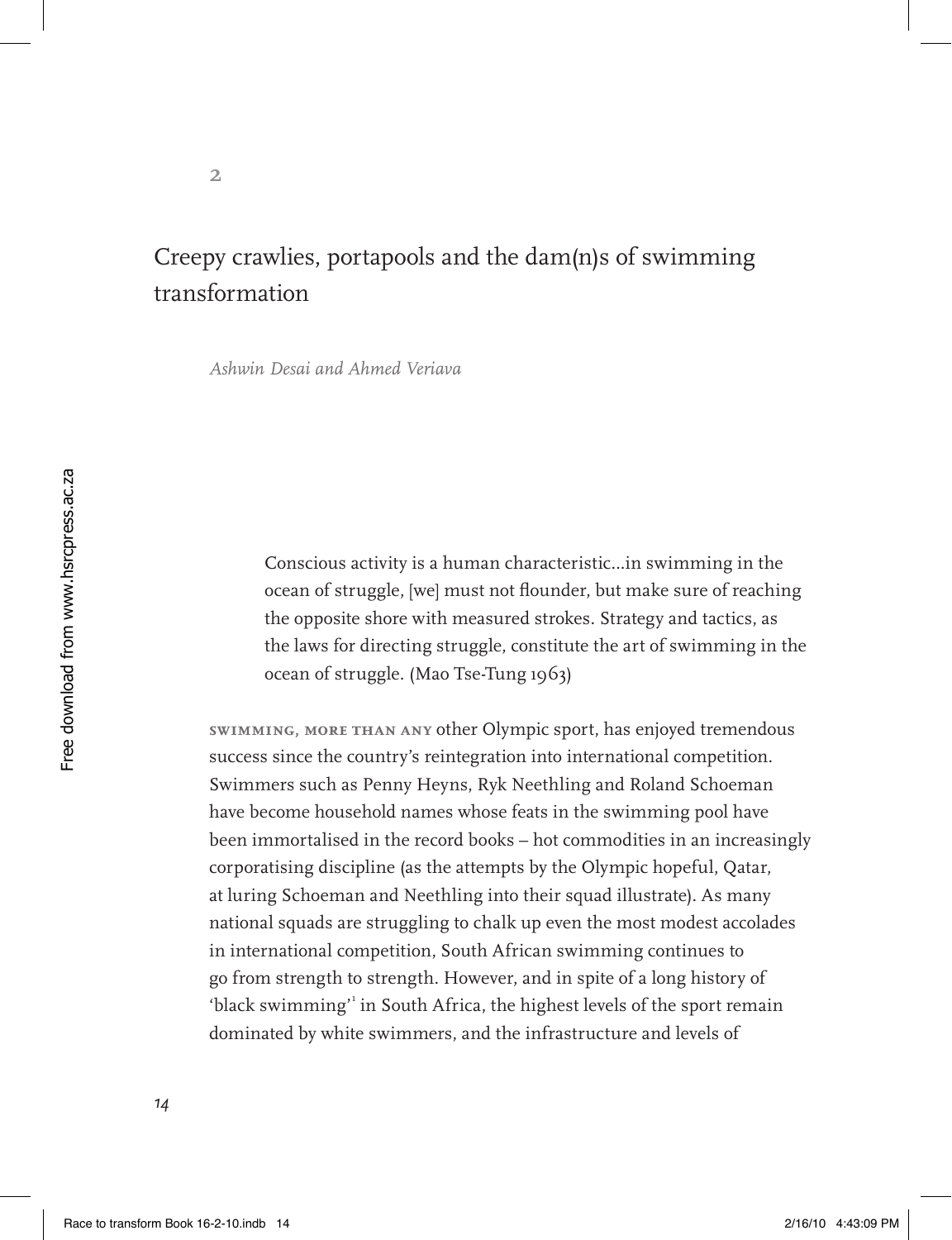2

# Creepy crawlies, portapools and the dam(n)s of swimming transformation

*Ashwin Desai and Ahmed Veriava*

> Conscious activity is a human characteristic...in swimming in the ocean of struggle, [we] must not flounder, but make sure of reaching the opposite shore with measured strokes. Strategy and tactics, as the laws for directing struggle, constitute the art of swimming in the ocean of struggle. (Mao Tse-Tung 1963)

**Swimming, more than any** other Olympic sport, has enjoyed tremendous success since the country's reintegration into international competition. Swimmers such as Penny Heyns, Ryk Neethling and Roland Schoeman have become household names whose feats in the swimming pool have been immortalised in the record books – hot commodities in an increasingly corporatising discipline (as the attempts by the Olympic hopeful, Qatar, at luring Schoeman and Neethling into their squad illustrate). As many national squads are struggling to chalk up even the most modest accolades in international competition, South African swimming continues to go from strength to strength. However, and in spite of a long history of 'black swimming'[1] in South Africa, the highest levels of the sport remain dominated by white swimmers, and the infrastructure and levels of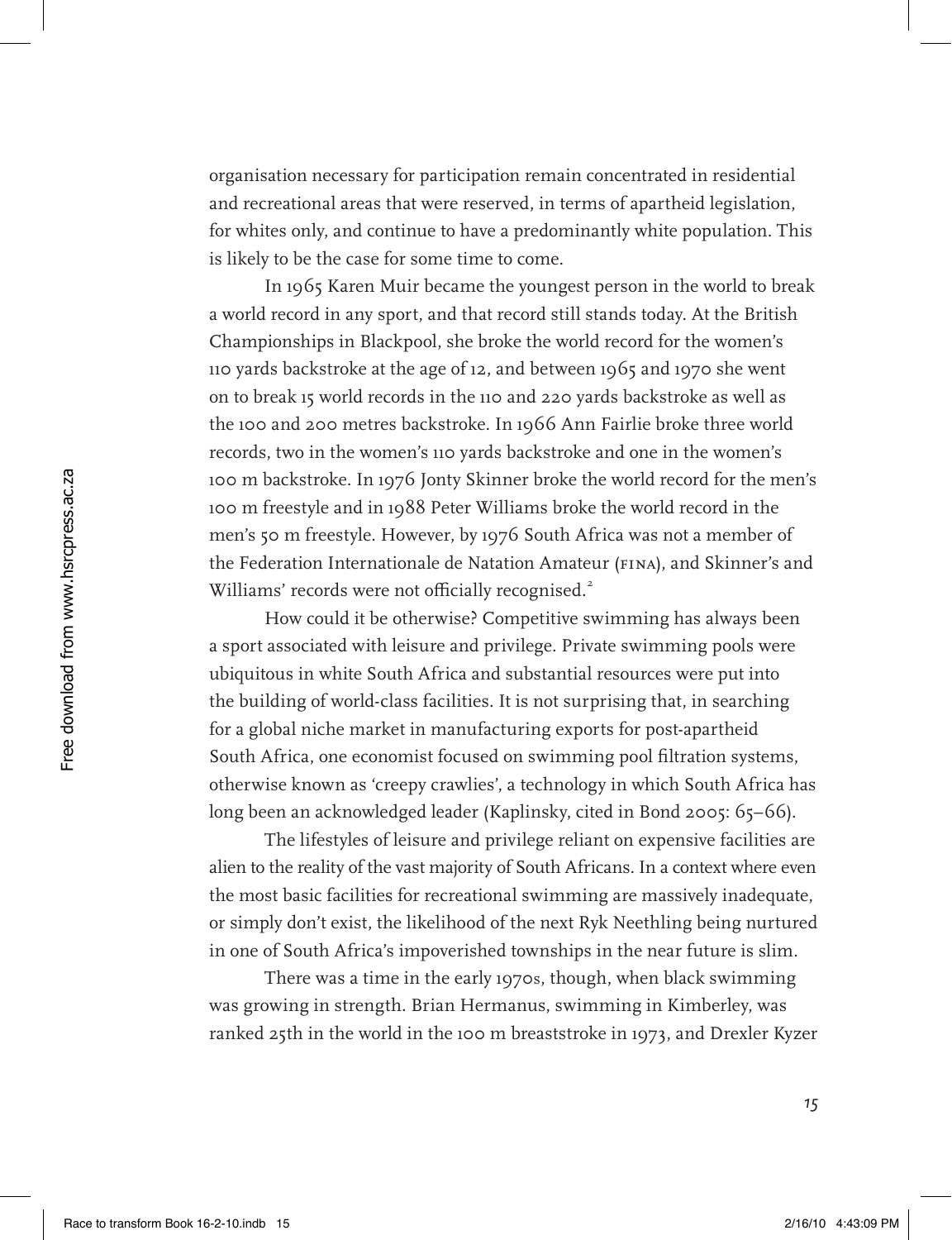organisation necessary for participation remain concentrated in residential and recreational areas that were reserved, in terms of apartheid legislation, for whites only, and continue to have a predominantly white population. This is likely to be the case for some time to come.

In 1965 Karen Muir became the youngest person in the world to break a world record in any sport, and that record still stands today. At the British Championships in Blackpool, she broke the world record for the women's 110 yards backstroke at the age of 12, and between 1965 and 1970 she went on to break 15 world records in the 110 and 220 yards backstroke as well as the 100 and 200 metres backstroke. In 1966 Ann Fairlie broke three world records, two in the women's 110 yards backstroke and one in the women's 100 m backstroke. In 1976 Jonty Skinner broke the world record for the men's 100 m freestyle and in 1988 Peter Williams broke the world record in the men's 50 m freestyle. However, by 1976 South Africa was not a member of the Federation Internationale de Natation Amateur (FINA), and Skinner's and Williams' records were not officially recognised.[2]

How could it be otherwise? Competitive swimming has always been a sport associated with leisure and privilege. Private swimming pools were ubiquitous in white South Africa and substantial resources were put into the building of world-class facilities. It is not surprising that, in searching for a global niche market in manufacturing exports for post-apartheid South Africa, one economist focused on swimming pool filtration systems, otherwise known as 'creepy crawlies', a technology in which South Africa has long been an acknowledged leader (Kaplinsky, cited in Bond 2005: 65–66).

The lifestyles of leisure and privilege reliant on expensive facilities are alien to the reality of the vast majority of South Africans. In a context where even the most basic facilities for recreational swimming are massively inadequate, or simply don't exist, the likelihood of the next Ryk Neethling being nurtured in one of South Africa's impoverished townships in the near future is slim.

There was a time in the early 1970s, though, when black swimming was growing in strength. Brian Hermanus, swimming in Kimberley, was ranked 25th in the world in the 100 m breaststroke in 1973, and Drexler Kyzer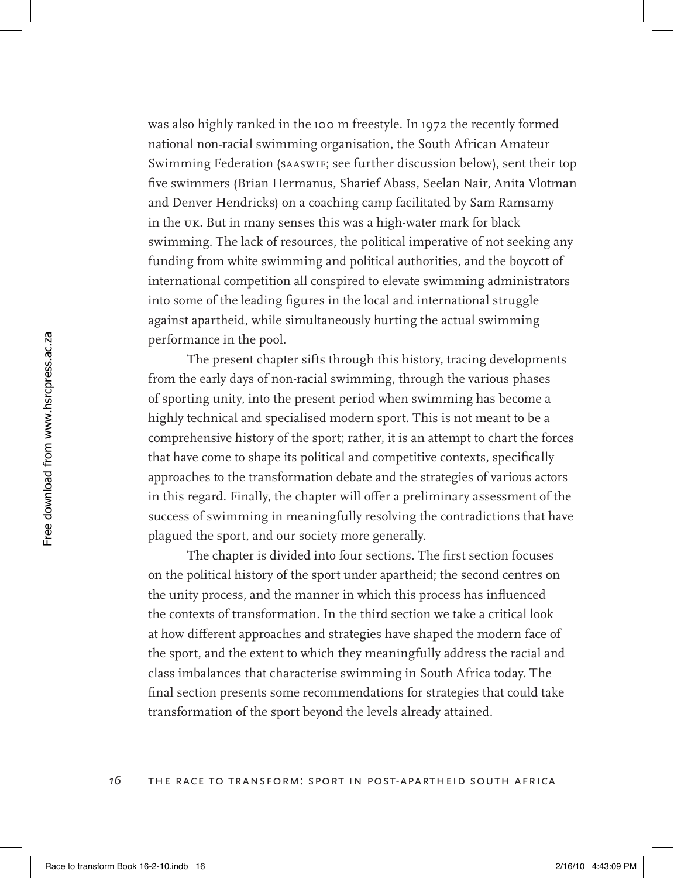was also highly ranked in the 100 m freestyle. In 1972 the recently formed national non-racial swimming organisation, the South African Amateur Swimming Federation (SAASWIF; see further discussion below), sent their top five swimmers (Brian Hermanus, Sharief Abass, Seelan Nair, Anita Vlotman and Denver Hendricks) on a coaching camp facilitated by Sam Ramsamy in the UK. But in many senses this was a high-water mark for black swimming. The lack of resources, the political imperative of not seeking any funding from white swimming and political authorities, and the boycott of international competition all conspired to elevate swimming administrators into some of the leading figures in the local and international struggle against apartheid, while simultaneously hurting the actual swimming performance in the pool.

The present chapter sifts through this history, tracing developments from the early days of non-racial swimming, through the various phases of sporting unity, into the present period when swimming has become a highly technical and specialised modern sport. This is not meant to be a comprehensive history of the sport; rather, it is an attempt to chart the forces that have come to shape its political and competitive contexts, specifically approaches to the transformation debate and the strategies of various actors in this regard. Finally, the chapter will offer a preliminary assessment of the success of swimming in meaningfully resolving the contradictions that have plagued the sport, and our society more generally.

The chapter is divided into four sections. The first section focuses on the political history of the sport under apartheid; the second centres on the unity process, and the manner in which this process has influenced the contexts of transformation. In the third section we take a critical look at how different approaches and strategies have shaped the modern face of the sport, and the extent to which they meaningfully address the racial and class imbalances that characterise swimming in South Africa today. The final section presents some recommendations for strategies that could take transformation of the sport beyond the levels already attained.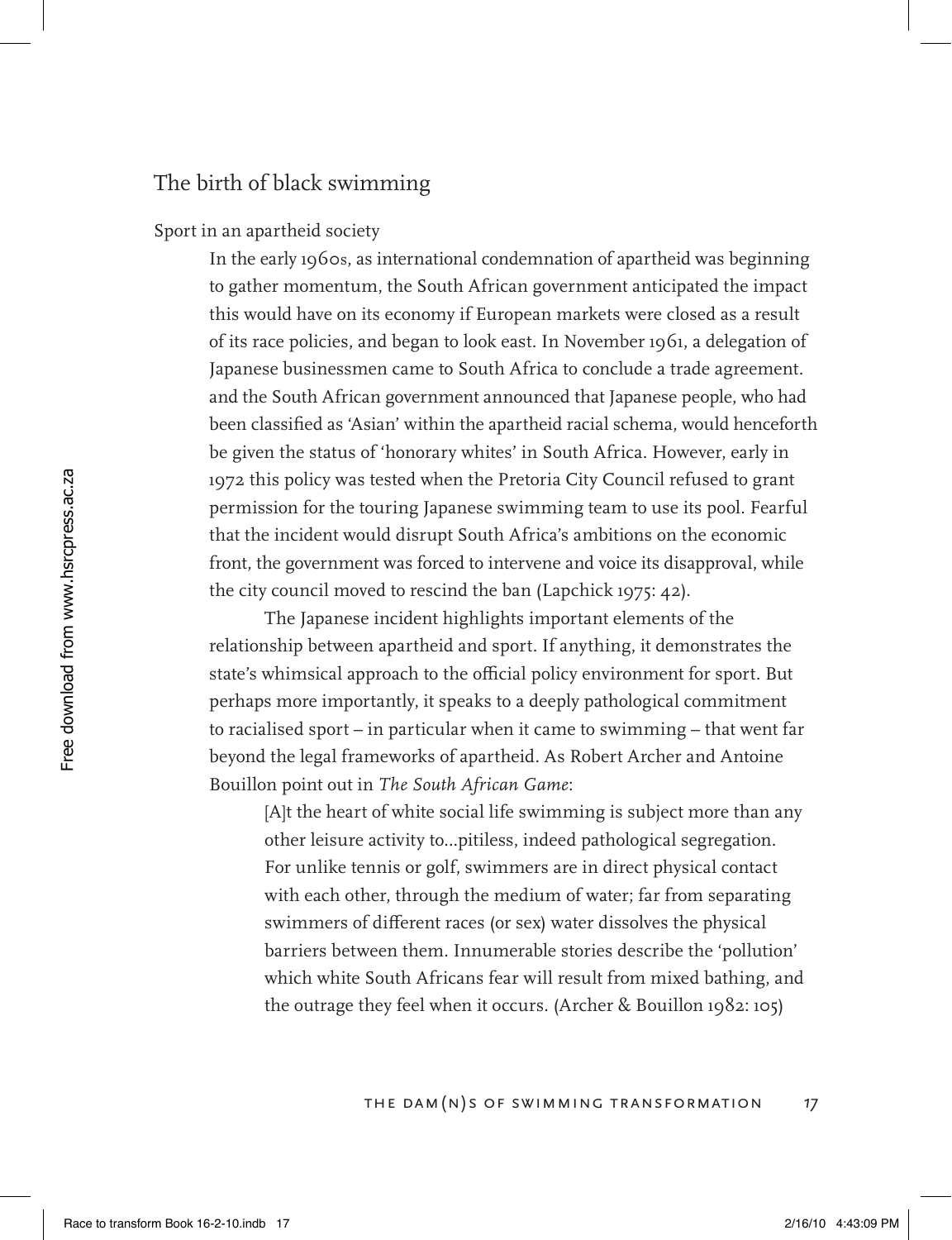## The birth of black swimming

### Sport in an apartheid society

In the early 1960s, as international condemnation of apartheid was beginning to gather momentum, the South African government anticipated the impact this would have on its economy if European markets were closed as a result of its race policies, and began to look east. In November 1961, a delegation of Japanese businessmen came to South Africa to conclude a trade agreement. and the South African government announced that Japanese people, who had been classified as 'Asian' within the apartheid racial schema, would henceforth be given the status of 'honorary whites' in South Africa. However, early in 1972 this policy was tested when the Pretoria City Council refused to grant permission for the touring Japanese swimming team to use its pool. Fearful that the incident would disrupt South Africa's ambitions on the economic front, the government was forced to intervene and voice its disapproval, while the city council moved to rescind the ban (Lapchick 1975: 42).

The Japanese incident highlights important elements of the relationship between apartheid and sport. If anything, it demonstrates the state's whimsical approach to the official policy environment for sport. But perhaps more importantly, it speaks to a deeply pathological commitment to racialised sport – in particular when it came to swimming – that went far beyond the legal frameworks of apartheid. As Robert Archer and Antoine Bouillon point out in *The South African Game*:

> [A]t the heart of white social life swimming is subject more than any other leisure activity to...pitiless, indeed pathological segregation. For unlike tennis or golf, swimmers are in direct physical contact with each other, through the medium of water; far from separating swimmers of different races (or sex) water dissolves the physical barriers between them. Innumerable stories describe the 'pollution' which white South Africans fear will result from mixed bathing, and the outrage they feel when it occurs. (Archer & Bouillon 1982: 105)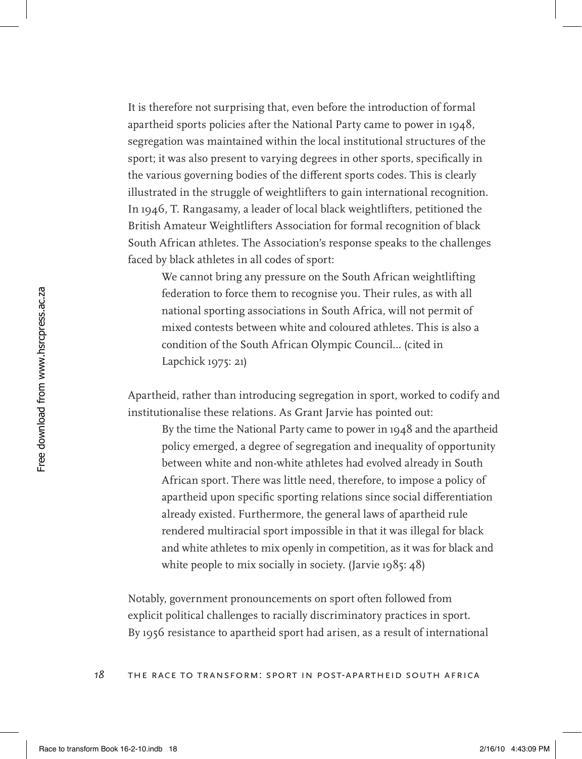It is therefore not surprising that, even before the introduction of formal apartheid sports policies after the National Party came to power in 1948, segregation was maintained within the local institutional structures of the sport; it was also present to varying degrees in other sports, specifically in the various governing bodies of the different sports codes. This is clearly illustrated in the struggle of weightlifters to gain international recognition. In 1946, T. Rangasamy, a leader of local black weightlifters, petitioned the British Amateur Weightlifters Association for formal recognition of black South African athletes. The Association's response speaks to the challenges faced by black athletes in all codes of sport:

> We cannot bring any pressure on the South African weightlifting federation to force them to recognise you. Their rules, as with all national sporting associations in South Africa, will not permit of mixed contests between white and coloured athletes. This is also a condition of the South African Olympic Council... (cited in Lapchick 1975: 21)

Apartheid, rather than introducing segregation in sport, worked to codify and institutionalise these relations. As Grant Jarvie has pointed out:

> By the time the National Party came to power in 1948 and the apartheid policy emerged, a degree of segregation and inequality of opportunity between white and non-white athletes had evolved already in South African sport. There was little need, therefore, to impose a policy of apartheid upon specific sporting relations since social differentiation already existed. Furthermore, the general laws of apartheid rule rendered multiracial sport impossible in that it was illegal for black and white athletes to mix openly in competition, as it was for black and white people to mix socially in society. (Jarvie 1985: 48)

Notably, government pronouncements on sport often followed from explicit political challenges to racially discriminatory practices in sport. By 1956 resistance to apartheid sport had arisen, as a result of international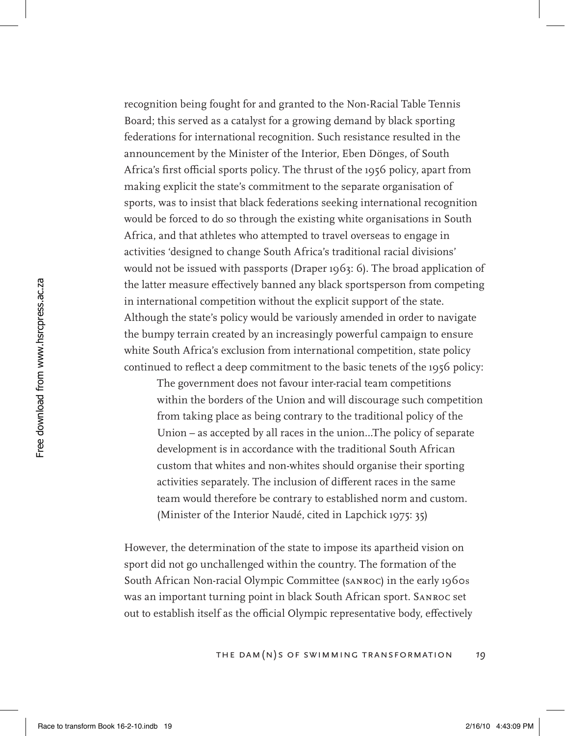recognition being fought for and granted to the Non-Racial Table Tennis Board; this served as a catalyst for a growing demand by black sporting federations for international recognition. Such resistance resulted in the announcement by the Minister of the Interior, Eben Dönges, of South Africa's first official sports policy. The thrust of the 1956 policy, apart from making explicit the state's commitment to the separate organisation of sports, was to insist that black federations seeking international recognition would be forced to do so through the existing white organisations in South Africa, and that athletes who attempted to travel overseas to engage in activities 'designed to change South Africa's traditional racial divisions' would not be issued with passports (Draper 1963: 6). The broad application of the latter measure effectively banned any black sportsperson from competing in international competition without the explicit support of the state. Although the state's policy would be variously amended in order to navigate the bumpy terrain created by an increasingly powerful campaign to ensure white South Africa's exclusion from international competition, state policy continued to reflect a deep commitment to the basic tenets of the 1956 policy:

> The government does not favour inter-racial team competitions within the borders of the Union and will discourage such competition from taking place as being contrary to the traditional policy of the Union – as accepted by all races in the union...The policy of separate development is in accordance with the traditional South African custom that whites and non-whites should organise their sporting activities separately. The inclusion of different races in the same team would therefore be contrary to established norm and custom. (Minister of the Interior Naudé, cited in Lapchick 1975: 35)

However, the determination of the state to impose its apartheid vision on sport did not go unchallenged within the country. The formation of the South African Non-racial Olympic Committee (SANROC) in the early 1960s was an important turning point in black South African sport. SANROC set out to establish itself as the official Olympic representative body, effectively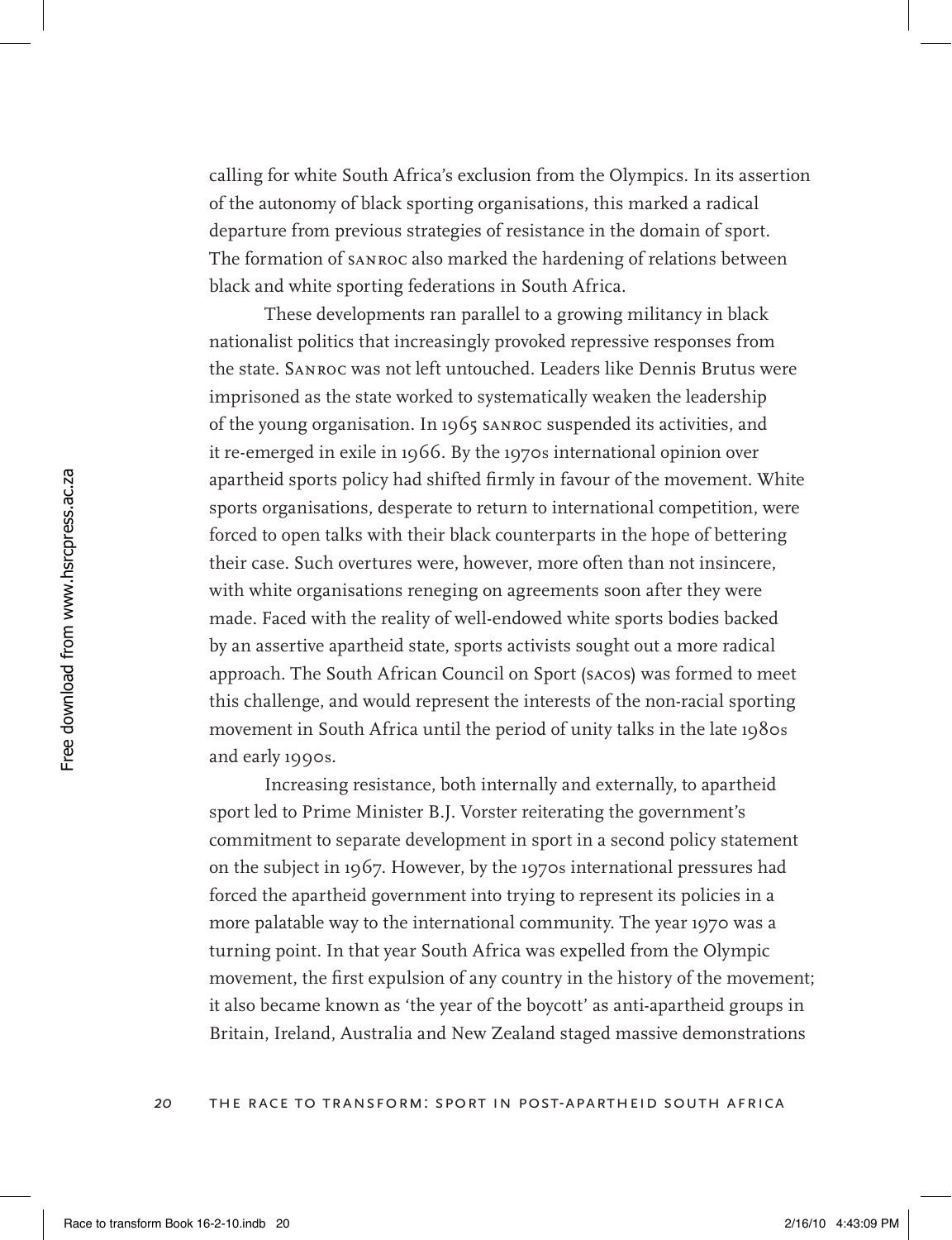calling for white South Africa's exclusion from the Olympics. In its assertion of the autonomy of black sporting organisations, this marked a radical departure from previous strategies of resistance in the domain of sport. The formation of SANROC also marked the hardening of relations between black and white sporting federations in South Africa.

These developments ran parallel to a growing militancy in black nationalist politics that increasingly provoked repressive responses from the state. SANROC was not left untouched. Leaders like Dennis Brutus were imprisoned as the state worked to systematically weaken the leadership of the young organisation. In 1965 SANROC suspended its activities, and it re-emerged in exile in 1966. By the 1970s international opinion over apartheid sports policy had shifted firmly in favour of the movement. White sports organisations, desperate to return to international competition, were forced to open talks with their black counterparts in the hope of bettering their case. Such overtures were, however, more often than not insincere, with white organisations reneging on agreements soon after they were made. Faced with the reality of well-endowed white sports bodies backed by an assertive apartheid state, sports activists sought out a more radical approach. The South African Council on Sport (SACOS) was formed to meet this challenge, and would represent the interests of the non-racial sporting movement in South Africa until the period of unity talks in the late 1980s and early 1990s.

Increasing resistance, both internally and externally, to apartheid sport led to Prime Minister B.J. Vorster reiterating the government's commitment to separate development in sport in a second policy statement on the subject in 1967. However, by the 1970s international pressures had forced the apartheid government into trying to represent its policies in a more palatable way to the international community. The year 1970 was a turning point. In that year South Africa was expelled from the Olympic movement, the first expulsion of any country in the history of the movement; it also became known as 'the year of the boycott' as anti-apartheid groups in Britain, Ireland, Australia and New Zealand staged massive demonstrations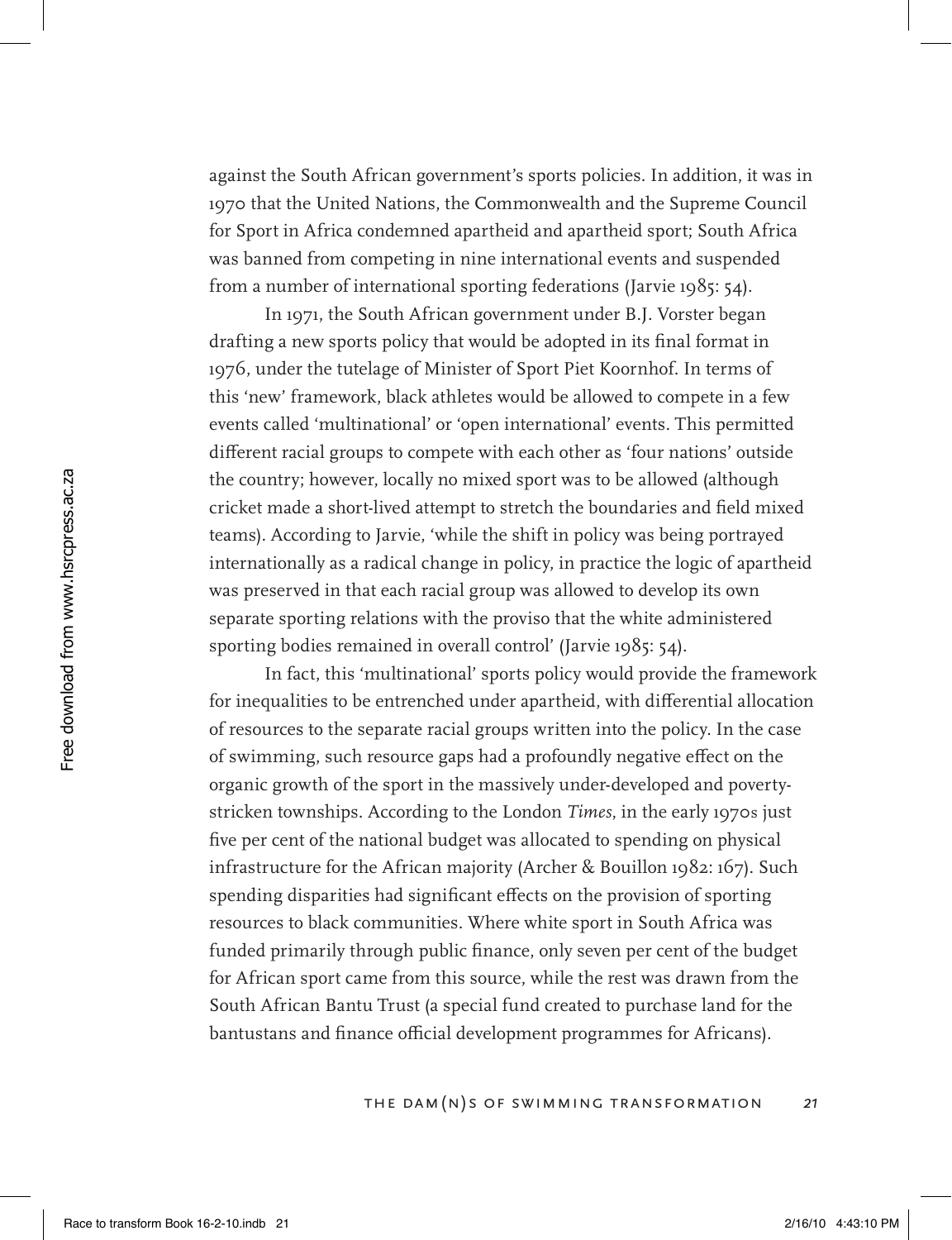against the South African government's sports policies. In addition, it was in 1970 that the United Nations, the Commonwealth and the Supreme Council for Sport in Africa condemned apartheid and apartheid sport; South Africa was banned from competing in nine international events and suspended from a number of international sporting federations (Jarvie 1985: 54).

In 1971, the South African government under B.J. Vorster began drafting a new sports policy that would be adopted in its final format in 1976, under the tutelage of Minister of Sport Piet Koornhof. In terms of this 'new' framework, black athletes would be allowed to compete in a few events called 'multinational' or 'open international' events. This permitted different racial groups to compete with each other as 'four nations' outside the country; however, locally no mixed sport was to be allowed (although cricket made a short-lived attempt to stretch the boundaries and field mixed teams). According to Jarvie, 'while the shift in policy was being portrayed internationally as a radical change in policy, in practice the logic of apartheid was preserved in that each racial group was allowed to develop its own separate sporting relations with the proviso that the white administered sporting bodies remained in overall control' (Jarvie 1985: 54).

In fact, this 'multinational' sports policy would provide the framework for inequalities to be entrenched under apartheid, with differential allocation of resources to the separate racial groups written into the policy. In the case of swimming, such resource gaps had a profoundly negative effect on the organic growth of the sport in the massively under-developed and poverty-stricken townships. According to the London *Times*, in the early 1970s just five per cent of the national budget was allocated to spending on physical infrastructure for the African majority (Archer & Bouillon 1982: 167). Such spending disparities had significant effects on the provision of sporting resources to black communities. Where white sport in South Africa was funded primarily through public finance, only seven per cent of the budget for African sport came from this source, while the rest was drawn from the South African Bantu Trust (a special fund created to purchase land for the bantustans and finance official development programmes for Africans).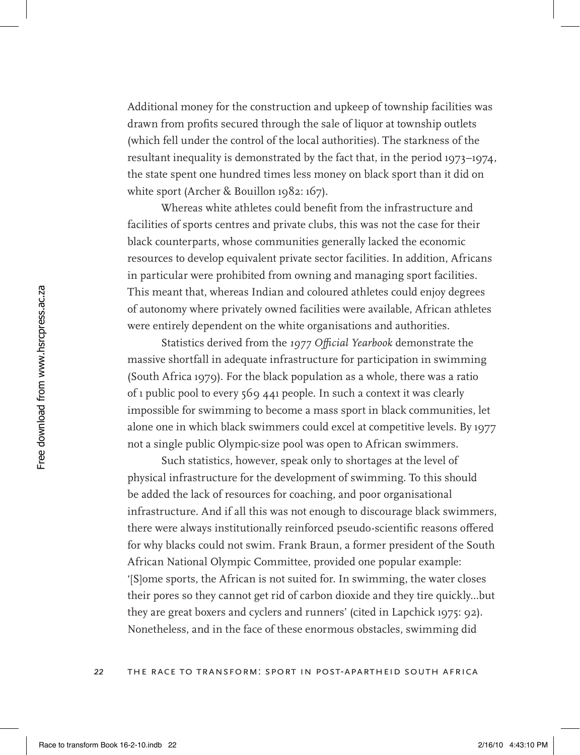Additional money for the construction and upkeep of township facilities was drawn from profits secured through the sale of liquor at township outlets (which fell under the control of the local authorities). The starkness of the resultant inequality is demonstrated by the fact that, in the period 1973–1974, the state spent one hundred times less money on black sport than it did on white sport (Archer & Bouillon 1982: 167).

Whereas white athletes could benefit from the infrastructure and facilities of sports centres and private clubs, this was not the case for their black counterparts, whose communities generally lacked the economic resources to develop equivalent private sector facilities. In addition, Africans in particular were prohibited from owning and managing sport facilities. This meant that, whereas Indian and coloured athletes could enjoy degrees of autonomy where privately owned facilities were available, African athletes were entirely dependent on the white organisations and authorities.

Statistics derived from the *1977 Official Yearbook* demonstrate the massive shortfall in adequate infrastructure for participation in swimming (South Africa 1979). For the black population as a whole, there was a ratio of 1 public pool to every 569 441 people. In such a context it was clearly impossible for swimming to become a mass sport in black communities, let alone one in which black swimmers could excel at competitive levels. By 1977 not a single public Olympic-size pool was open to African swimmers.

Such statistics, however, speak only to shortages at the level of physical infrastructure for the development of swimming. To this should be added the lack of resources for coaching, and poor organisational infrastructure. And if all this was not enough to discourage black swimmers, there were always institutionally reinforced pseudo-scientific reasons offered for why blacks could not swim. Frank Braun, a former president of the South African National Olympic Committee, provided one popular example: '[S]ome sports, the African is not suited for. In swimming, the water closes their pores so they cannot get rid of carbon dioxide and they tire quickly...but they are great boxers and cyclers and runners' (cited in Lapchick 1975: 92). Nonetheless, and in the face of these enormous obstacles, swimming did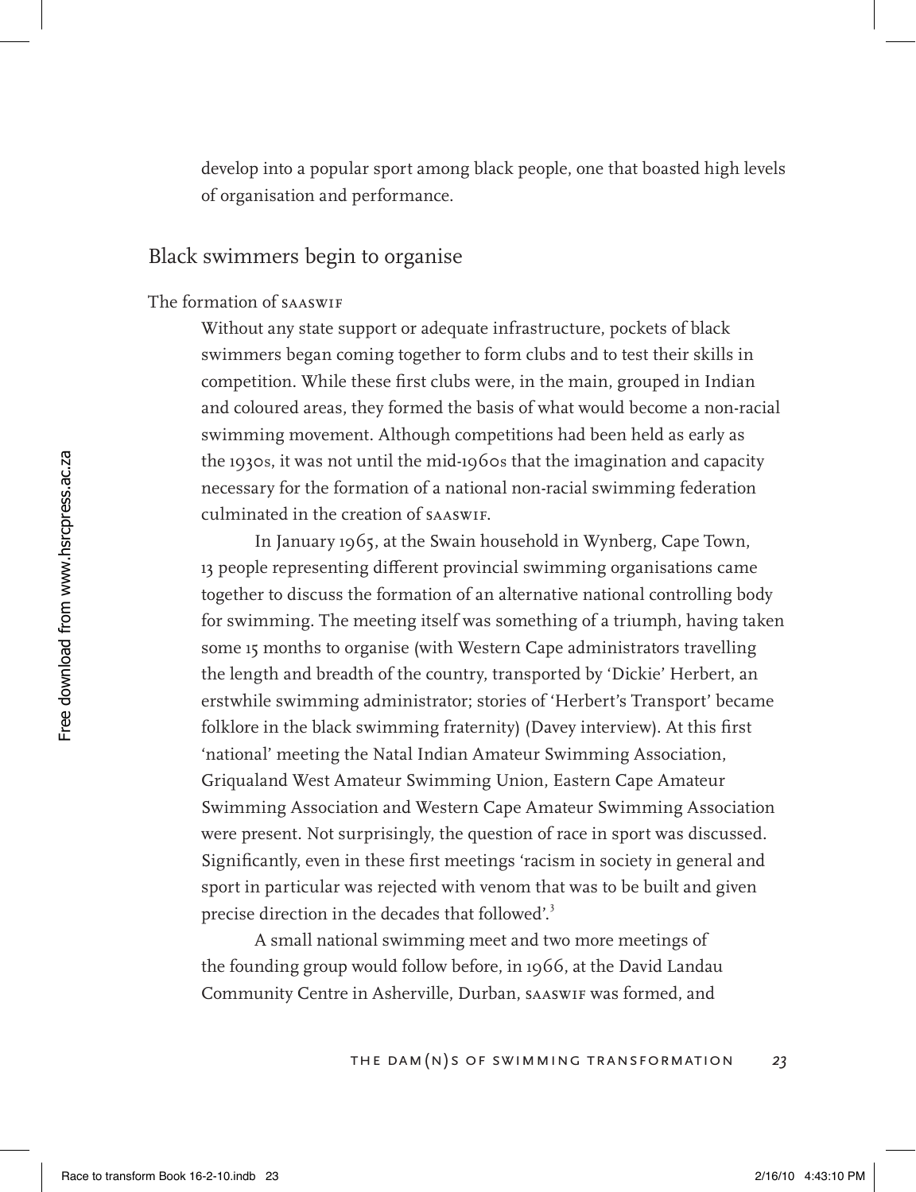develop into a popular sport among black people, one that boasted high levels of organisation and performance.

## Black swimmers begin to organise

### The formation of SAASWIF

Without any state support or adequate infrastructure, pockets of black swimmers began coming together to form clubs and to test their skills in competition. While these first clubs were, in the main, grouped in Indian and coloured areas, they formed the basis of what would become a non-racial swimming movement. Although competitions had been held as early as the 1930s, it was not until the mid-1960s that the imagination and capacity necessary for the formation of a national non-racial swimming federation culminated in the creation of SAASWIF.

In January 1965, at the Swain household in Wynberg, Cape Town, 13 people representing different provincial swimming organisations came together to discuss the formation of an alternative national controlling body for swimming. The meeting itself was something of a triumph, having taken some 15 months to organise (with Western Cape administrators travelling the length and breadth of the country, transported by 'Dickie' Herbert, an erstwhile swimming administrator; stories of 'Herbert's Transport' became folklore in the black swimming fraternity) (Davey interview). At this first 'national' meeting the Natal Indian Amateur Swimming Association, Griqualand West Amateur Swimming Union, Eastern Cape Amateur Swimming Association and Western Cape Amateur Swimming Association were present. Not surprisingly, the question of race in sport was discussed. Significantly, even in these first meetings 'racism in society in general and sport in particular was rejected with venom that was to be built and given precise direction in the decades that followed'.[3]

A small national swimming meet and two more meetings of the founding group would follow before, in 1966, at the David Landau Community Centre in Asherville, Durban, SAASWIF was formed, and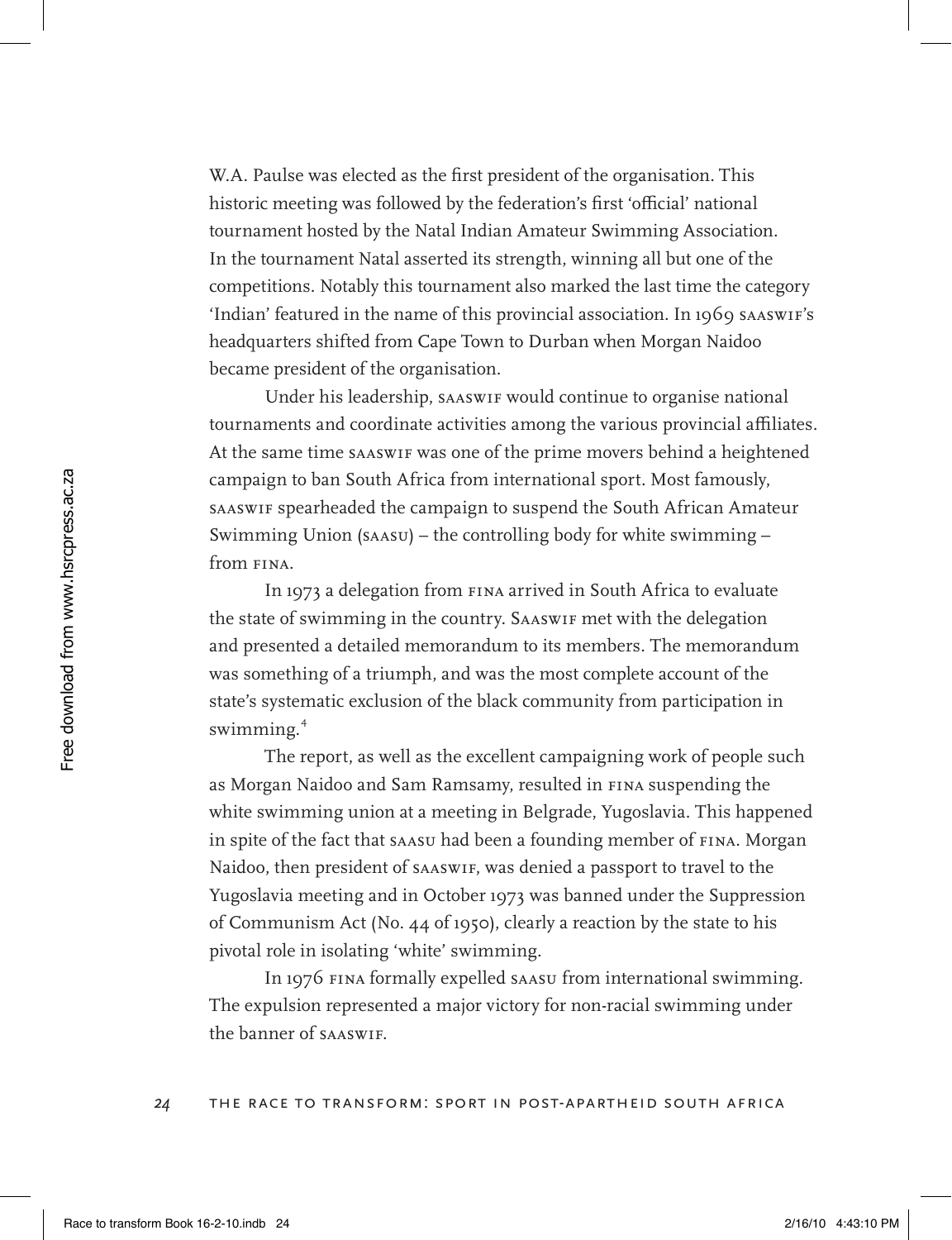W.A. Paulse was elected as the first president of the organisation. This historic meeting was followed by the federation's first 'official' national tournament hosted by the Natal Indian Amateur Swimming Association. In the tournament Natal asserted its strength, winning all but one of the competitions. Notably this tournament also marked the last time the category 'Indian' featured in the name of this provincial association. In 1969 SAASWIF's headquarters shifted from Cape Town to Durban when Morgan Naidoo became president of the organisation.

Under his leadership, SAASWIF would continue to organise national tournaments and coordinate activities among the various provincial affiliates. At the same time SAASWIF was one of the prime movers behind a heightened campaign to ban South Africa from international sport. Most famously, SAASWIF spearheaded the campaign to suspend the South African Amateur Swimming Union (SAASU) – the controlling body for white swimming – from FINA.

In 1973 a delegation from FINA arrived in South Africa to evaluate the state of swimming in the country. SAASWIF met with the delegation and presented a detailed memorandum to its members. The memorandum was something of a triumph, and was the most complete account of the state's systematic exclusion of the black community from participation in swimming.[4]

The report, as well as the excellent campaigning work of people such as Morgan Naidoo and Sam Ramsamy, resulted in FINA suspending the white swimming union at a meeting in Belgrade, Yugoslavia. This happened in spite of the fact that SAASU had been a founding member of FINA. Morgan Naidoo, then president of SAASWIF, was denied a passport to travel to the Yugoslavia meeting and in October 1973 was banned under the Suppression of Communism Act (No. 44 of 1950), clearly a reaction by the state to his pivotal role in isolating 'white' swimming.

In 1976 FINA formally expelled SAASU from international swimming. The expulsion represented a major victory for non-racial swimming under the banner of SAASWIF.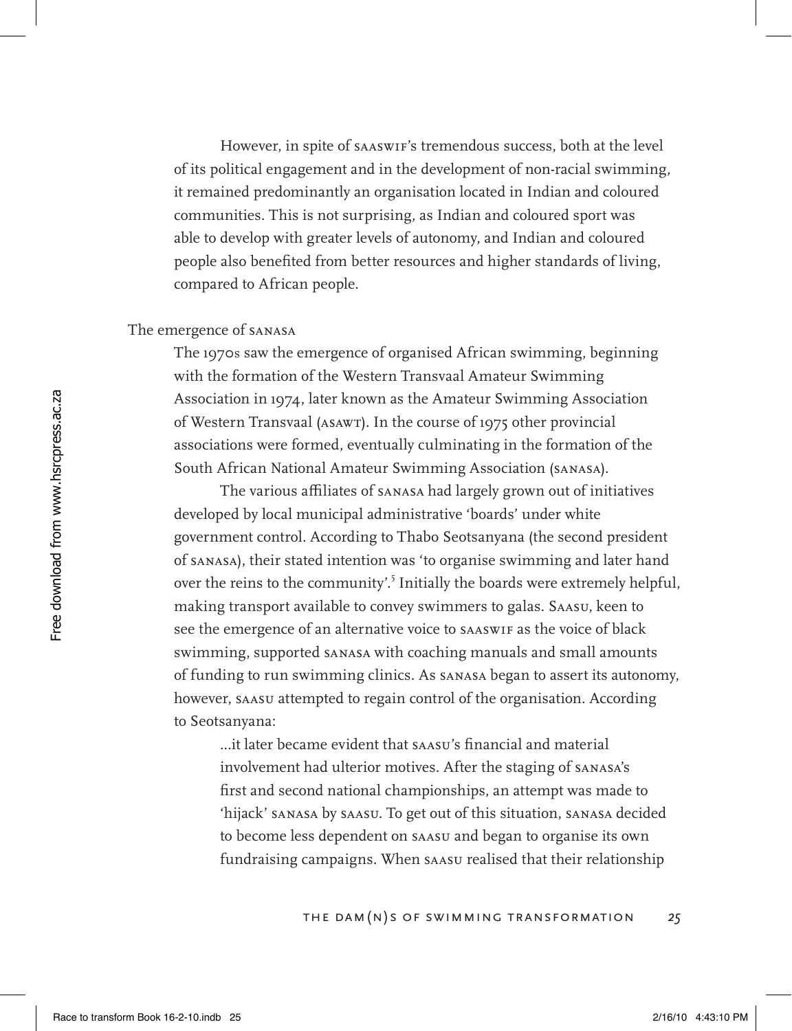However, in spite of SAASWIF's tremendous success, both at the level of its political engagement and in the development of non-racial swimming, it remained predominantly an organisation located in Indian and coloured communities. This is not surprising, as Indian and coloured sport was able to develop with greater levels of autonomy, and Indian and coloured people also benefited from better resources and higher standards of living, compared to African people.

## The emergence of SANASA

The 1970s saw the emergence of organised African swimming, beginning with the formation of the Western Transvaal Amateur Swimming Association in 1974, later known as the Amateur Swimming Association of Western Transvaal (ASAWT). In the course of 1975 other provincial associations were formed, eventually culminating in the formation of the South African National Amateur Swimming Association (SANASA).

The various affiliates of SANASA had largely grown out of initiatives developed by local municipal administrative 'boards' under white government control. According to Thabo Seotsanyana (the second president of SANASA), their stated intention was 'to organise swimming and later hand over the reins to the community'.[5] Initially the boards were extremely helpful, making transport available to convey swimmers to galas. Saasu, keen to see the emergence of an alternative voice to SAASWIF as the voice of black swimming, supported SANASA with coaching manuals and small amounts of funding to run swimming clinics. As SANASA began to assert its autonomy, however, SAASU attempted to regain control of the organisation. According to Seotsanyana:

> ...it later became evident that SAASU's financial and material involvement had ulterior motives. After the staging of SANASA's first and second national championships, an attempt was made to 'hijack' SANASA by SAASU. To get out of this situation, SANASA decided to become less dependent on SAASU and began to organise its own fundraising campaigns. When SAASU realised that their relationship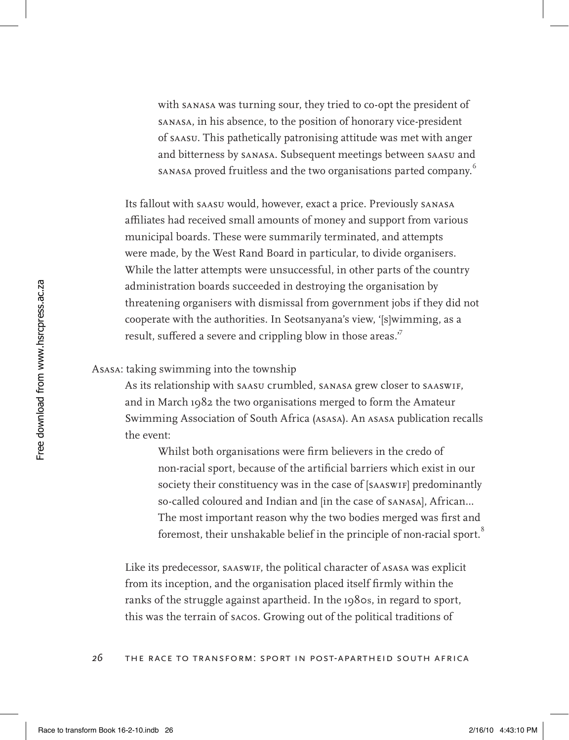with SANASA was turning sour, they tried to co-opt the president of SANASA, in his absence, to the position of honorary vice-president of SAASU. This pathetically patronising attitude was met with anger and bitterness by SANASA. Subsequent meetings between SAASU and SANASA proved fruitless and the two organisations parted company.[6]

Its fallout with SAASU would, however, exact a price. Previously SANASA affiliates had received small amounts of money and support from various municipal boards. These were summarily terminated, and attempts were made, by the West Rand Board in particular, to divide organisers. While the latter attempts were unsuccessful, in other parts of the country administration boards succeeded in destroying the organisation by threatening organisers with dismissal from government jobs if they did not cooperate with the authorities. In Seotsanyana's view, '[s]wimming, as a result, suffered a severe and crippling blow in those areas.'[7]

### ASASA: taking swimming into the township

As its relationship with SAASU crumbled, SANASA grew closer to SAASWIF, and in March 1982 the two organisations merged to form the Amateur Swimming Association of South Africa (ASASA). An ASASA publication recalls the event:

> Whilst both organisations were firm believers in the credo of non-racial sport, because of the artificial barriers which exist in our society their constituency was in the case of [SAASWIF] predominantly so-called coloured and Indian and [in the case of SANASA], African... The most important reason why the two bodies merged was first and foremost, their unshakable belief in the principle of non-racial sport.[8]

Like its predecessor, SAASWIF, the political character of ASASA was explicit from its inception, and the organisation placed itself firmly within the ranks of the struggle against apartheid. In the 1980s, in regard to sport, this was the terrain of SACOS. Growing out of the political traditions of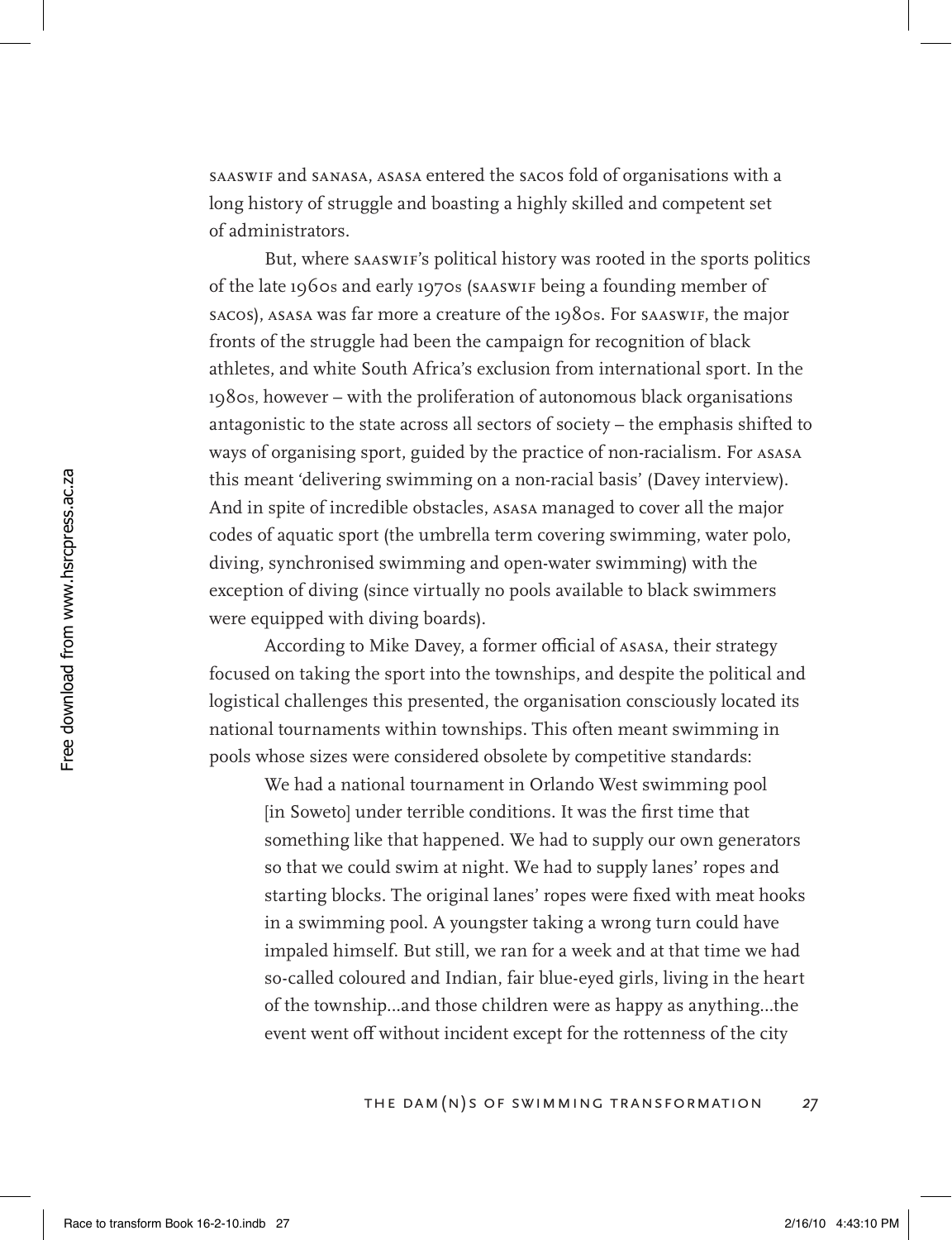SAASWIF and SANASA, ASASA entered the SACOS fold of organisations with a long history of struggle and boasting a highly skilled and competent set of administrators.

But, where SAASWIF's political history was rooted in the sports politics of the late 1960s and early 1970s (SAASWIF being a founding member of SACOS), ASASA was far more a creature of the 1980s. For SAASWIF, the major fronts of the struggle had been the campaign for recognition of black athletes, and white South Africa's exclusion from international sport. In the 1980s, however – with the proliferation of autonomous black organisations antagonistic to the state across all sectors of society – the emphasis shifted to ways of organising sport, guided by the practice of non-racialism. For ASASA this meant 'delivering swimming on a non-racial basis' (Davey interview). And in spite of incredible obstacles, ASASA managed to cover all the major codes of aquatic sport (the umbrella term covering swimming, water polo, diving, synchronised swimming and open-water swimming) with the exception of diving (since virtually no pools available to black swimmers were equipped with diving boards).

According to Mike Davey, a former official of ASASA, their strategy focused on taking the sport into the townships, and despite the political and logistical challenges this presented, the organisation consciously located its national tournaments within townships. This often meant swimming in pools whose sizes were considered obsolete by competitive standards:

> We had a national tournament in Orlando West swimming pool [in Soweto] under terrible conditions. It was the first time that something like that happened. We had to supply our own generators so that we could swim at night. We had to supply lanes' ropes and starting blocks. The original lanes' ropes were fixed with meat hooks in a swimming pool. A youngster taking a wrong turn could have impaled himself. But still, we ran for a week and at that time we had so-called coloured and Indian, fair blue-eyed girls, living in the heart of the township...and those children were as happy as anything...the event went off without incident except for the rottenness of the city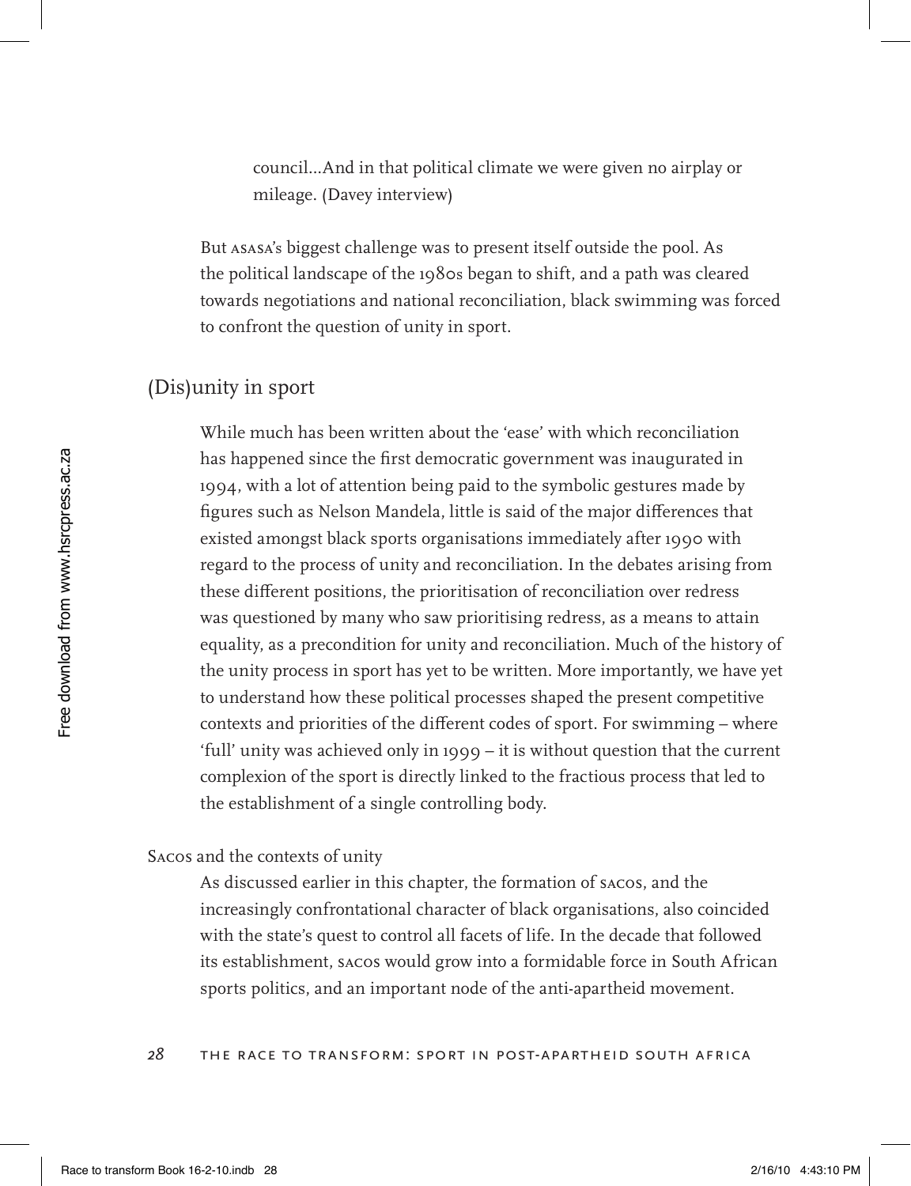council...And in that political climate we were given no airplay or mileage. (Davey interview)

But ASASA's biggest challenge was to present itself outside the pool. As the political landscape of the 1980s began to shift, and a path was cleared towards negotiations and national reconciliation, black swimming was forced to confront the question of unity in sport.

## (Dis)unity in sport

While much has been written about the 'ease' with which reconciliation has happened since the first democratic government was inaugurated in 1994, with a lot of attention being paid to the symbolic gestures made by figures such as Nelson Mandela, little is said of the major differences that existed amongst black sports organisations immediately after 1990 with regard to the process of unity and reconciliation. In the debates arising from these different positions, the prioritisation of reconciliation over redress was questioned by many who saw prioritising redress, as a means to attain equality, as a precondition for unity and reconciliation. Much of the history of the unity process in sport has yet to be written. More importantly, we have yet to understand how these political processes shaped the present competitive contexts and priorities of the different codes of sport. For swimming – where 'full' unity was achieved only in 1999 – it is without question that the current complexion of the sport is directly linked to the fractious process that led to the establishment of a single controlling body.

### SACOS and the contexts of unity

As discussed earlier in this chapter, the formation of SACOS, and the increasingly confrontational character of black organisations, also coincided with the state's quest to control all facets of life. In the decade that followed its establishment, SACOS would grow into a formidable force in South African sports politics, and an important node of the anti-apartheid movement.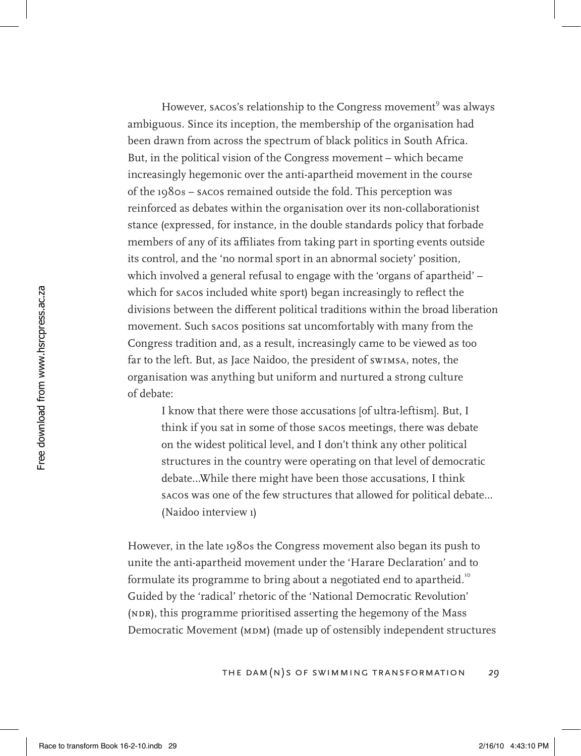However, SACOS's relationship to the Congress movement[9] was always ambiguous. Since its inception, the membership of the organisation had been drawn from across the spectrum of black politics in South Africa. But, in the political vision of the Congress movement – which became increasingly hegemonic over the anti-apartheid movement in the course of the 1980s – SACOS remained outside the fold. This perception was reinforced as debates within the organisation over its non-collaborationist stance (expressed, for instance, in the double standards policy that forbade members of any of its affiliates from taking part in sporting events outside its control, and the 'no normal sport in an abnormal society' position, which involved a general refusal to engage with the 'organs of apartheid' – which for SACOS included white sport) began increasingly to reflect the divisions between the different political traditions within the broad liberation movement. Such SACOS positions sat uncomfortably with many from the Congress tradition and, as a result, increasingly came to be viewed as too far to the left. But, as Jace Naidoo, the president of SWIMSA, notes, the organisation was anything but uniform and nurtured a strong culture of debate:

> I know that there were those accusations [of ultra-leftism]. But, I think if you sat in some of those SACOS meetings, there was debate on the widest political level, and I don't think any other political structures in the country were operating on that level of democratic debate...While there might have been those accusations, I think SACOS was one of the few structures that allowed for political debate... (Naidoo interview 1)

However, in the late 1980s the Congress movement also began its push to unite the anti-apartheid movement under the 'Harare Declaration' and to formulate its programme to bring about a negotiated end to apartheid.[10] Guided by the 'radical' rhetoric of the 'National Democratic Revolution' (NDR), this programme prioritised asserting the hegemony of the Mass Democratic Movement (MDM) (made up of ostensibly independent structures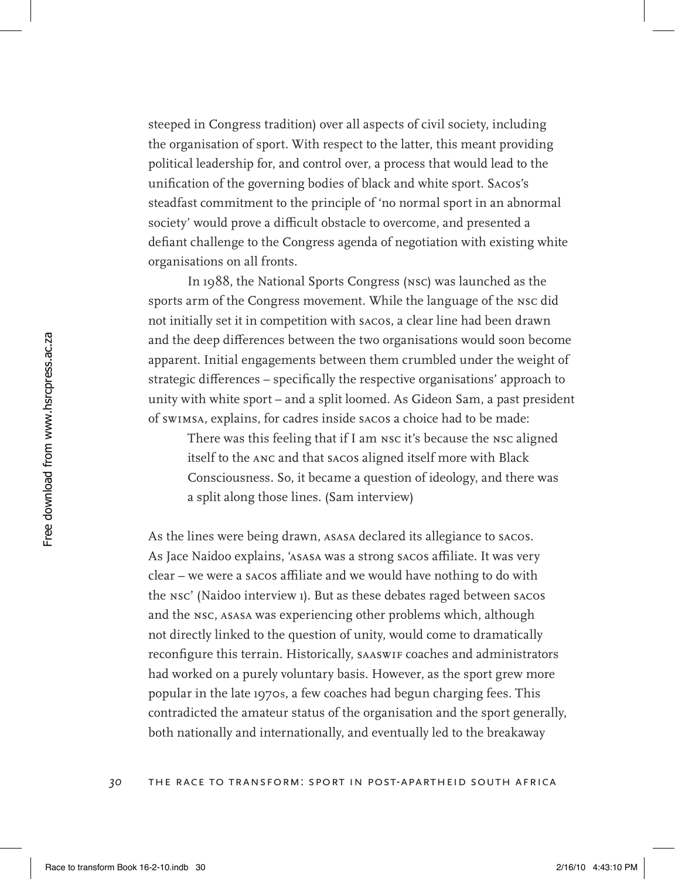steeped in Congress tradition) over all aspects of civil society, including the organisation of sport. With respect to the latter, this meant providing political leadership for, and control over, a process that would lead to the unification of the governing bodies of black and white sport. Sacos's steadfast commitment to the principle of 'no normal sport in an abnormal society' would prove a difficult obstacle to overcome, and presented a defiant challenge to the Congress agenda of negotiation with existing white organisations on all fronts.

In 1988, the National Sports Congress (NSC) was launched as the sports arm of the Congress movement. While the language of the NSC did not initially set it in competition with SACOS, a clear line had been drawn and the deep differences between the two organisations would soon become apparent. Initial engagements between them crumbled under the weight of strategic differences – specifically the respective organisations' approach to unity with white sport – and a split loomed. As Gideon Sam, a past president of SWIMSA, explains, for cadres inside SACOS a choice had to be made:

> There was this feeling that if I am NSC it's because the NSC aligned itself to the ANC and that SACOS aligned itself more with Black Consciousness. So, it became a question of ideology, and there was a split along those lines. (Sam interview)

As the lines were being drawn, ASASA declared its allegiance to SACOS. As Jace Naidoo explains, 'ASASA was a strong SACOS affiliate. It was very clear – we were a SACOS affiliate and we would have nothing to do with the NSC' (Naidoo interview 1). But as these debates raged between SACOS and the NSC, ASASA was experiencing other problems which, although not directly linked to the question of unity, would come to dramatically reconfigure this terrain. Historically, SAASWIF coaches and administrators had worked on a purely voluntary basis. However, as the sport grew more popular in the late 1970s, a few coaches had begun charging fees. This contradicted the amateur status of the organisation and the sport generally, both nationally and internationally, and eventually led to the breakaway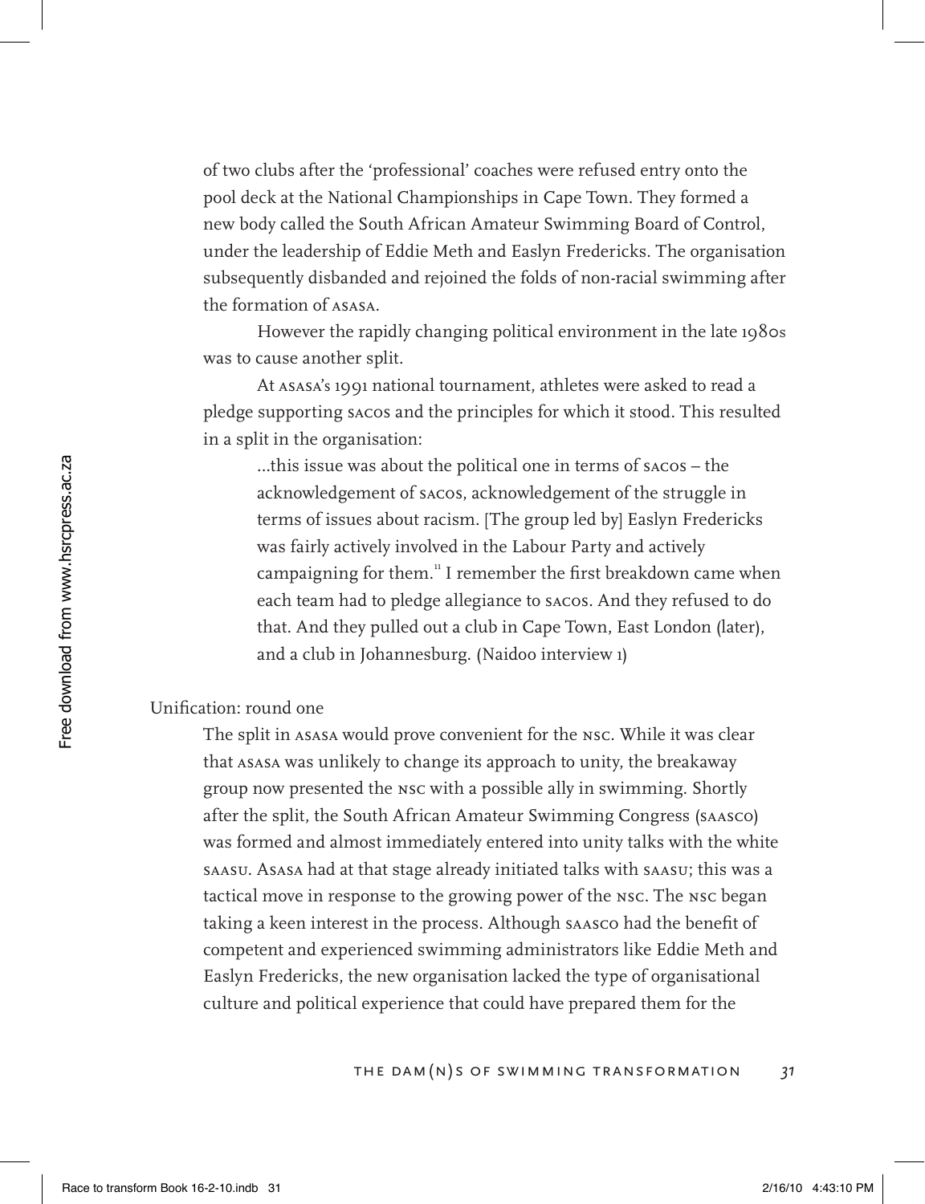of two clubs after the 'professional' coaches were refused entry onto the pool deck at the National Championships in Cape Town. They formed a new body called the South African Amateur Swimming Board of Control, under the leadership of Eddie Meth and Easlyn Fredericks. The organisation subsequently disbanded and rejoined the folds of non-racial swimming after the formation of ASASA.

However the rapidly changing political environment in the late 1980s was to cause another split.

At ASASA's 1991 national tournament, athletes were asked to read a pledge supporting SACOS and the principles for which it stood. This resulted in a split in the organisation:

> ...this issue was about the political one in terms of SACOS – the acknowledgement of SACOS, acknowledgement of the struggle in terms of issues about racism. [The group led by] Easlyn Fredericks was fairly actively involved in the Labour Party and actively campaigning for them.[11] I remember the first breakdown came when each team had to pledge allegiance to SACOS. And they refused to do that. And they pulled out a club in Cape Town, East London (later), and a club in Johannesburg. (Naidoo interview 1)

## Unification: round one

The split in ASASA would prove convenient for the NSC. While it was clear that ASASA was unlikely to change its approach to unity, the breakaway group now presented the NSC with a possible ally in swimming. Shortly after the split, the South African Amateur Swimming Congress (SAASCO) was formed and almost immediately entered into unity talks with the white SAASU. ASASA had at that stage already initiated talks with SAASU; this was a tactical move in response to the growing power of the NSC. The NSC began taking a keen interest in the process. Although SAASCO had the benefit of competent and experienced swimming administrators like Eddie Meth and Easlyn Fredericks, the new organisation lacked the type of organisational culture and political experience that could have prepared them for the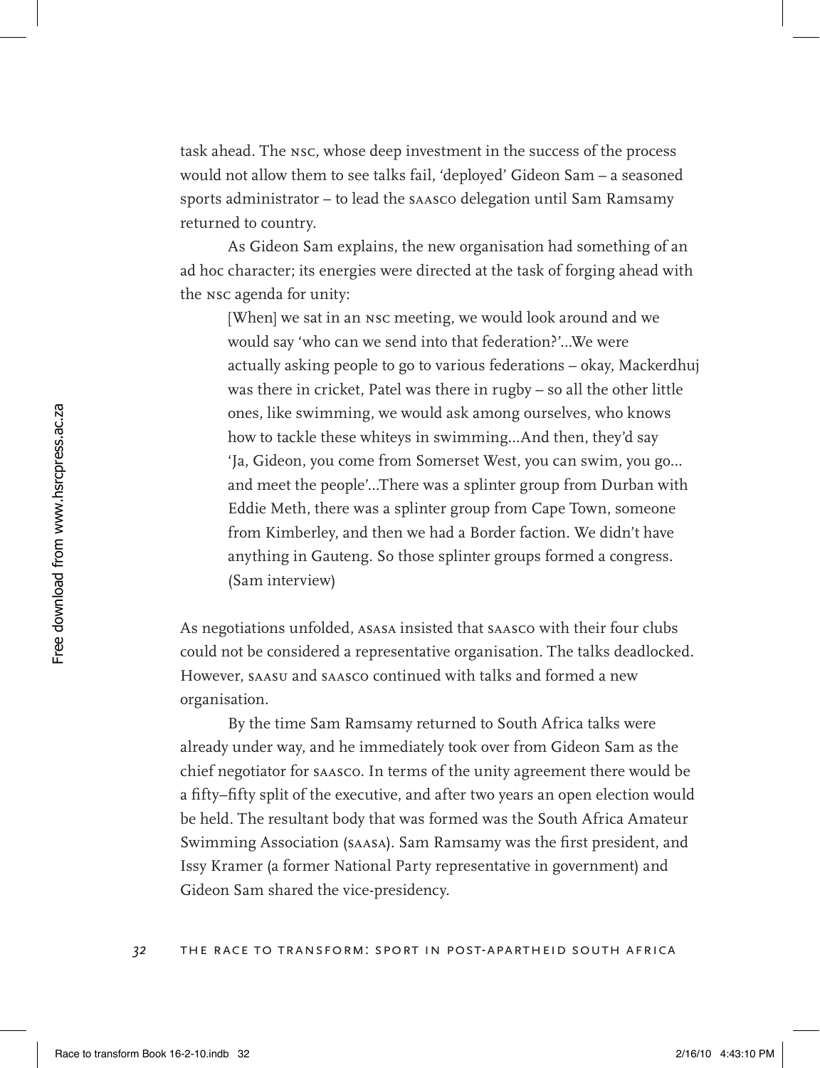task ahead. The NSC, whose deep investment in the success of the process would not allow them to see talks fail, 'deployed' Gideon Sam – a seasoned sports administrator – to lead the SAASCO delegation until Sam Ramsamy returned to country.

As Gideon Sam explains, the new organisation had something of an ad hoc character; its energies were directed at the task of forging ahead with the NSC agenda for unity:

> [When] we sat in an NSC meeting, we would look around and we would say 'who can we send into that federation?'...We were actually asking people to go to various federations – okay, Mackerdhuj was there in cricket, Patel was there in rugby – so all the other little ones, like swimming, we would ask among ourselves, who knows how to tackle these whiteys in swimming...And then, they'd say 'Ja, Gideon, you come from Somerset West, you can swim, you go... and meet the people'...There was a splinter group from Durban with Eddie Meth, there was a splinter group from Cape Town, someone from Kimberley, and then we had a Border faction. We didn't have anything in Gauteng. So those splinter groups formed a congress. (Sam interview)

As negotiations unfolded, ASASA insisted that SAASCO with their four clubs could not be considered a representative organisation. The talks deadlocked. However, SAASU and SAASCO continued with talks and formed a new organisation.

By the time Sam Ramsamy returned to South Africa talks were already under way, and he immediately took over from Gideon Sam as the chief negotiator for SAASCO. In terms of the unity agreement there would be a fifty–fifty split of the executive, and after two years an open election would be held. The resultant body that was formed was the South Africa Amateur Swimming Association (SAASA). Sam Ramsamy was the first president, and Issy Kramer (a former National Party representative in government) and Gideon Sam shared the vice-presidency.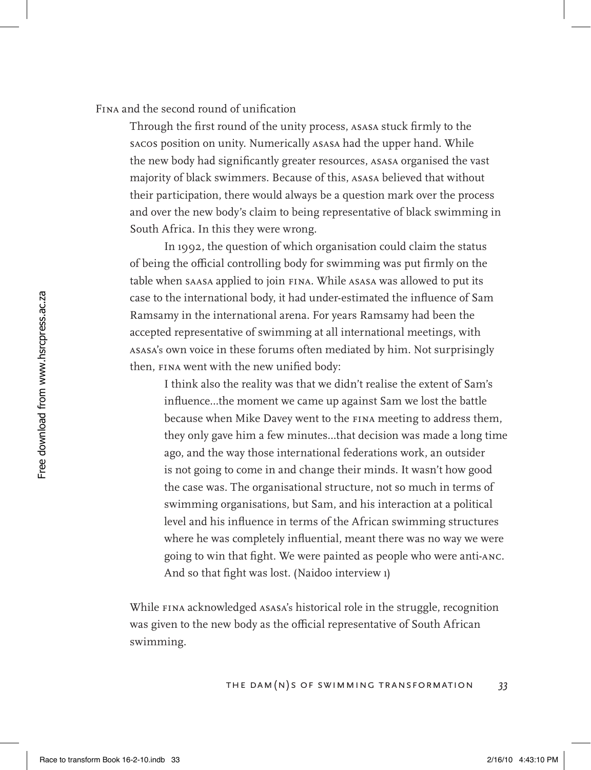### Fina and the second round of unification

Through the first round of the unity process, asasa stuck firmly to the sacos position on unity. Numerically asasa had the upper hand. While the new body had significantly greater resources, asasa organised the vast majority of black swimmers. Because of this, asasa believed that without their participation, there would always be a question mark over the process and over the new body's claim to being representative of black swimming in South Africa. In this they were wrong.

In 1992, the question of which organisation could claim the status of being the official controlling body for swimming was put firmly on the table when saasa applied to join fina. While asasa was allowed to put its case to the international body, it had under-estimated the influence of Sam Ramsamy in the international arena. For years Ramsamy had been the accepted representative of swimming at all international meetings, with asasa's own voice in these forums often mediated by him. Not surprisingly then, fina went with the new unified body:

> I think also the reality was that we didn't realise the extent of Sam's influence...the moment we came up against Sam we lost the battle because when Mike Davey went to the fina meeting to address them, they only gave him a few minutes...that decision was made a long time ago, and the way those international federations work, an outsider is not going to come in and change their minds. It wasn't how good the case was. The organisational structure, not so much in terms of swimming organisations, but Sam, and his interaction at a political level and his influence in terms of the African swimming structures where he was completely influential, meant there was no way we were going to win that fight. We were painted as people who were anti-anc. And so that fight was lost. (Naidoo interview 1)

While fina acknowledged asasa's historical role in the struggle, recognition was given to the new body as the official representative of South African swimming.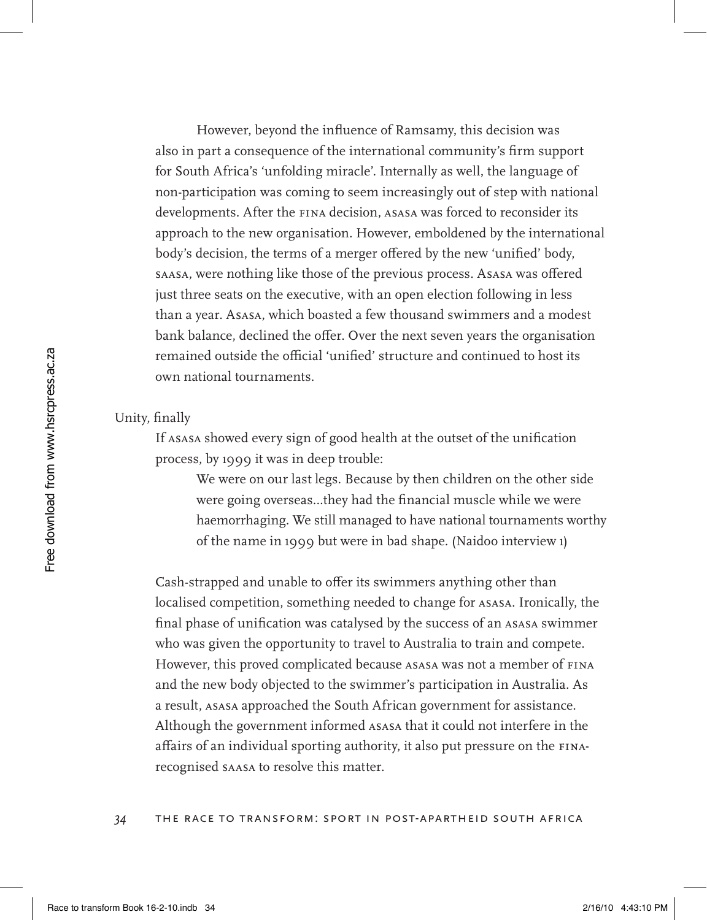However, beyond the influence of Ramsamy, this decision was also in part a consequence of the international community's firm support for South Africa's 'unfolding miracle'. Internally as well, the language of non-participation was coming to seem increasingly out of step with national developments. After the FINA decision, ASASA was forced to reconsider its approach to the new organisation. However, emboldened by the international body's decision, the terms of a merger offered by the new 'unified' body, SAASA, were nothing like those of the previous process. Asasa was offered just three seats on the executive, with an open election following in less than a year. Asasa, which boasted a few thousand swimmers and a modest bank balance, declined the offer. Over the next seven years the organisation remained outside the official 'unified' structure and continued to host its own national tournaments.

## Unity, finally

If ASASA showed every sign of good health at the outset of the unification process, by 1999 it was in deep trouble:

> We were on our last legs. Because by then children on the other side were going overseas...they had the financial muscle while we were haemorrhaging. We still managed to have national tournaments worthy of the name in 1999 but were in bad shape. (Naidoo interview 1)

Cash-strapped and unable to offer its swimmers anything other than localised competition, something needed to change for ASASA. Ironically, the final phase of unification was catalysed by the success of an ASASA swimmer who was given the opportunity to travel to Australia to train and compete. However, this proved complicated because ASASA was not a member of FINA and the new body objected to the swimmer's participation in Australia. As a result, ASASA approached the South African government for assistance. Although the government informed ASASA that it could not interfere in the affairs of an individual sporting authority, it also put pressure on the FINA-recognised SAASA to resolve this matter.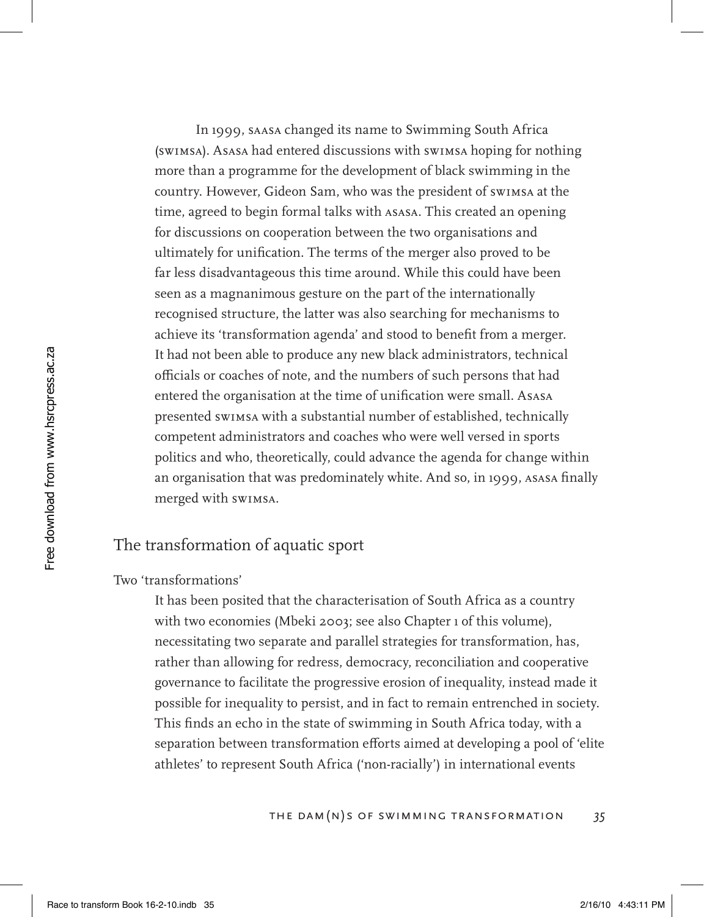In 1999, SAASA changed its name to Swimming South Africa (SWIMSA). Asasa had entered discussions with SWIMSA hoping for nothing more than a programme for the development of black swimming in the country. However, Gideon Sam, who was the president of SWIMSA at the time, agreed to begin formal talks with ASASA. This created an opening for discussions on cooperation between the two organisations and ultimately for unification. The terms of the merger also proved to be far less disadvantageous this time around. While this could have been seen as a magnanimous gesture on the part of the internationally recognised structure, the latter was also searching for mechanisms to achieve its 'transformation agenda' and stood to benefit from a merger. It had not been able to produce any new black administrators, technical officials or coaches of note, and the numbers of such persons that had entered the organisation at the time of unification were small. Asasa presented SWIMSA with a substantial number of established, technically competent administrators and coaches who were well versed in sports politics and who, theoretically, could advance the agenda for change within an organisation that was predominately white. And so, in 1999, ASASA finally merged with SWIMSA.

## The transformation of aquatic sport

### Two 'transformations'

It has been posited that the characterisation of South Africa as a country with two economies (Mbeki 2003; see also Chapter 1 of this volume), necessitating two separate and parallel strategies for transformation, has, rather than allowing for redress, democracy, reconciliation and cooperative governance to facilitate the progressive erosion of inequality, instead made it possible for inequality to persist, and in fact to remain entrenched in society. This finds an echo in the state of swimming in South Africa today, with a separation between transformation efforts aimed at developing a pool of 'elite athletes' to represent South Africa ('non-racially') in international events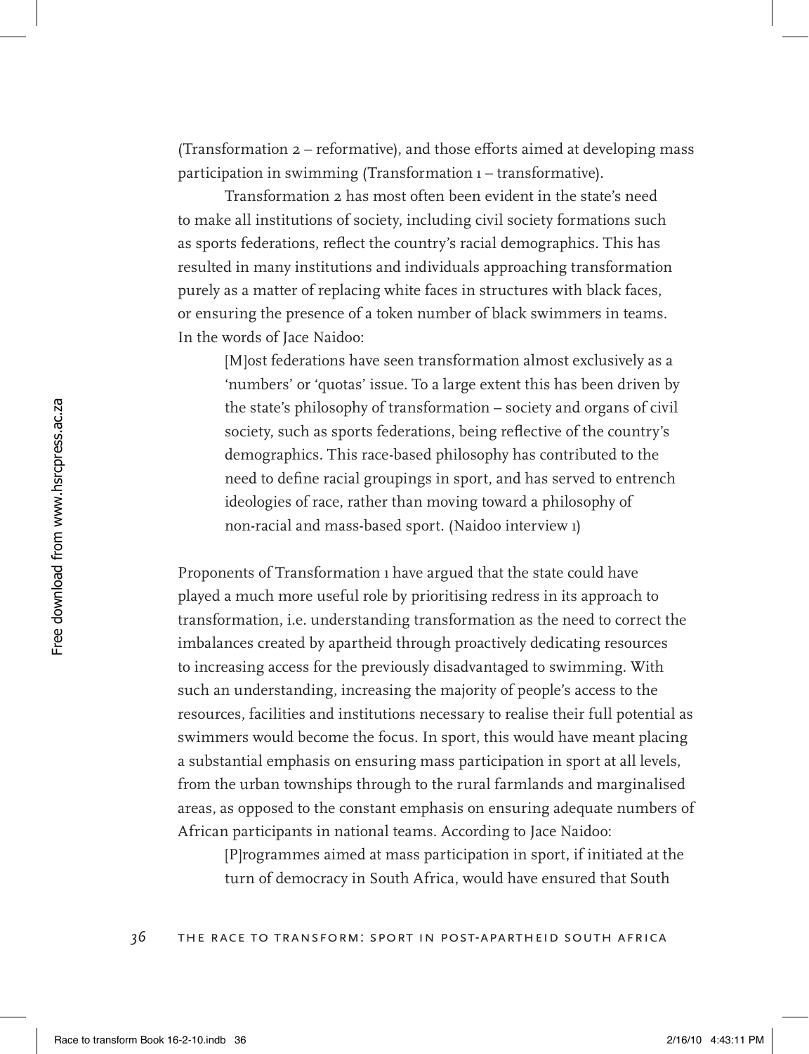(Transformation 2 – reformative), and those efforts aimed at developing mass participation in swimming (Transformation 1 – transformative).

Transformation 2 has most often been evident in the state's need to make all institutions of society, including civil society formations such as sports federations, reflect the country's racial demographics. This has resulted in many institutions and individuals approaching transformation purely as a matter of replacing white faces in structures with black faces, or ensuring the presence of a token number of black swimmers in teams. In the words of Jace Naidoo:

> [M]ost federations have seen transformation almost exclusively as a 'numbers' or 'quotas' issue. To a large extent this has been driven by the state's philosophy of transformation – society and organs of civil society, such as sports federations, being reflective of the country's demographics. This race-based philosophy has contributed to the need to define racial groupings in sport, and has served to entrench ideologies of race, rather than moving toward a philosophy of non-racial and mass-based sport. (Naidoo interview 1)

Proponents of Transformation 1 have argued that the state could have played a much more useful role by prioritising redress in its approach to transformation, i.e. understanding transformation as the need to correct the imbalances created by apartheid through proactively dedicating resources to increasing access for the previously disadvantaged to swimming. With such an understanding, increasing the majority of people's access to the resources, facilities and institutions necessary to realise their full potential as swimmers would become the focus. In sport, this would have meant placing a substantial emphasis on ensuring mass participation in sport at all levels, from the urban townships through to the rural farmlands and marginalised areas, as opposed to the constant emphasis on ensuring adequate numbers of African participants in national teams. According to Jace Naidoo:

> [P]rogrammes aimed at mass participation in sport, if initiated at the turn of democracy in South Africa, would have ensured that South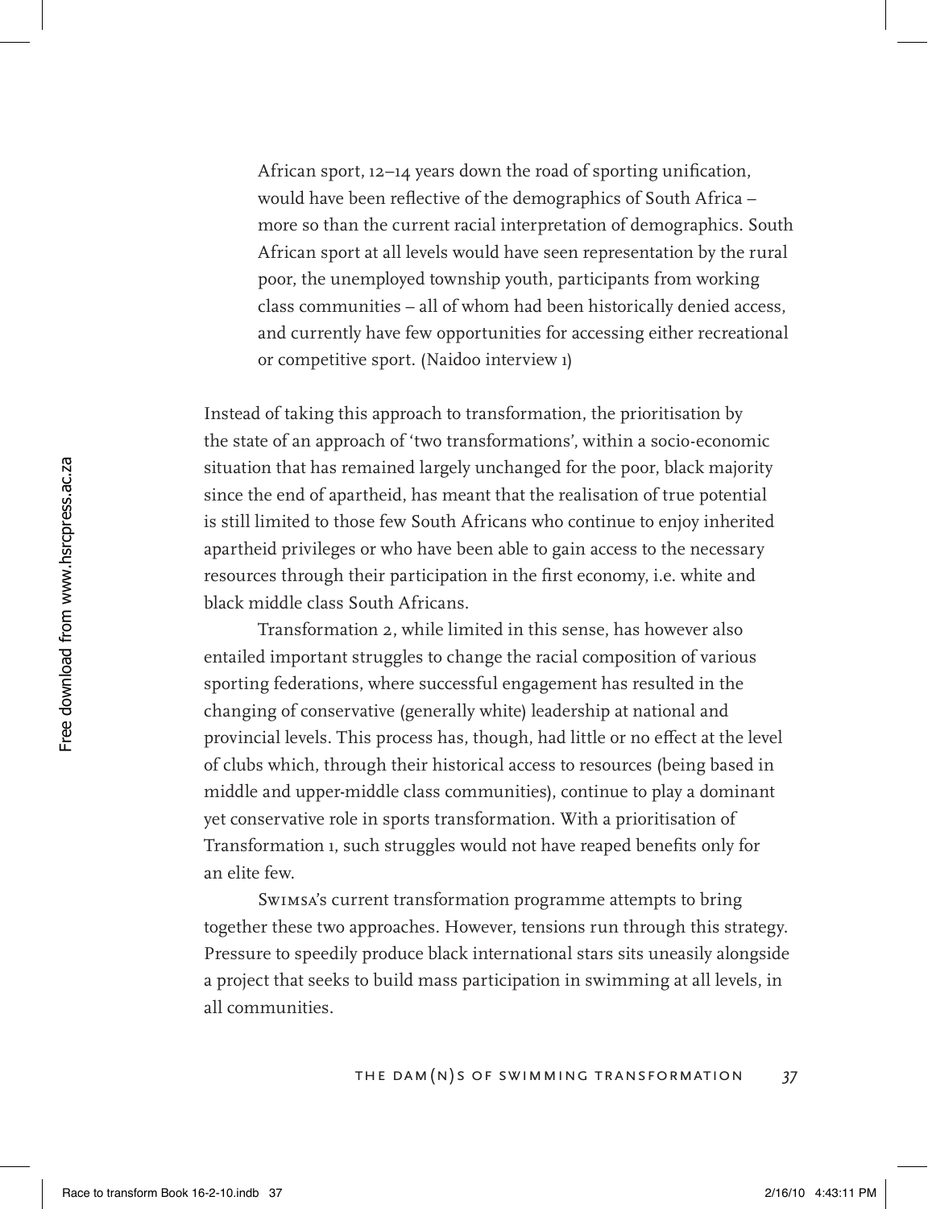> African sport, 12–14 years down the road of sporting unification, would have been reflective of the demographics of South Africa – more so than the current racial interpretation of demographics. South African sport at all levels would have seen representation by the rural poor, the unemployed township youth, participants from working class communities – all of whom had been historically denied access, and currently have few opportunities for accessing either recreational or competitive sport. (Naidoo interview 1)

Instead of taking this approach to transformation, the prioritisation by the state of an approach of 'two transformations', within a socio-economic situation that has remained largely unchanged for the poor, black majority since the end of apartheid, has meant that the realisation of true potential is still limited to those few South Africans who continue to enjoy inherited apartheid privileges or who have been able to gain access to the necessary resources through their participation in the first economy, i.e. white and black middle class South Africans.

Transformation 2, while limited in this sense, has however also entailed important struggles to change the racial composition of various sporting federations, where successful engagement has resulted in the changing of conservative (generally white) leadership at national and provincial levels. This process has, though, had little or no effect at the level of clubs which, through their historical access to resources (being based in middle and upper-middle class communities), continue to play a dominant yet conservative role in sports transformation. With a prioritisation of Transformation 1, such struggles would not have reaped benefits only for an elite few.

Swimsa's current transformation programme attempts to bring together these two approaches. However, tensions run through this strategy. Pressure to speedily produce black international stars sits uneasily alongside a project that seeks to build mass participation in swimming at all levels, in all communities.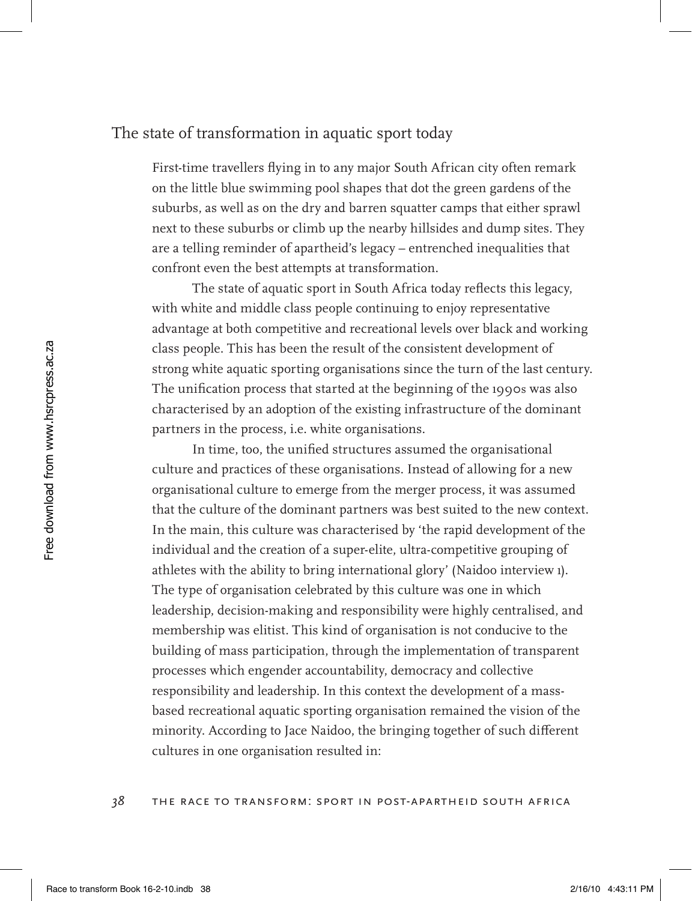## The state of transformation in aquatic sport today

First-time travellers flying in to any major South African city often remark on the little blue swimming pool shapes that dot the green gardens of the suburbs, as well as on the dry and barren squatter camps that either sprawl next to these suburbs or climb up the nearby hillsides and dump sites. They are a telling reminder of apartheid's legacy – entrenched inequalities that confront even the best attempts at transformation.

The state of aquatic sport in South Africa today reflects this legacy, with white and middle class people continuing to enjoy representative advantage at both competitive and recreational levels over black and working class people. This has been the result of the consistent development of strong white aquatic sporting organisations since the turn of the last century. The unification process that started at the beginning of the 1990s was also characterised by an adoption of the existing infrastructure of the dominant partners in the process, i.e. white organisations.

In time, too, the unified structures assumed the organisational culture and practices of these organisations. Instead of allowing for a new organisational culture to emerge from the merger process, it was assumed that the culture of the dominant partners was best suited to the new context. In the main, this culture was characterised by 'the rapid development of the individual and the creation of a super-elite, ultra-competitive grouping of athletes with the ability to bring international glory' (Naidoo interview 1). The type of organisation celebrated by this culture was one in which leadership, decision-making and responsibility were highly centralised, and membership was elitist. This kind of organisation is not conducive to the building of mass participation, through the implementation of transparent processes which engender accountability, democracy and collective responsibility and leadership. In this context the development of a mass-based recreational aquatic sporting organisation remained the vision of the minority. According to Jace Naidoo, the bringing together of such different cultures in one organisation resulted in: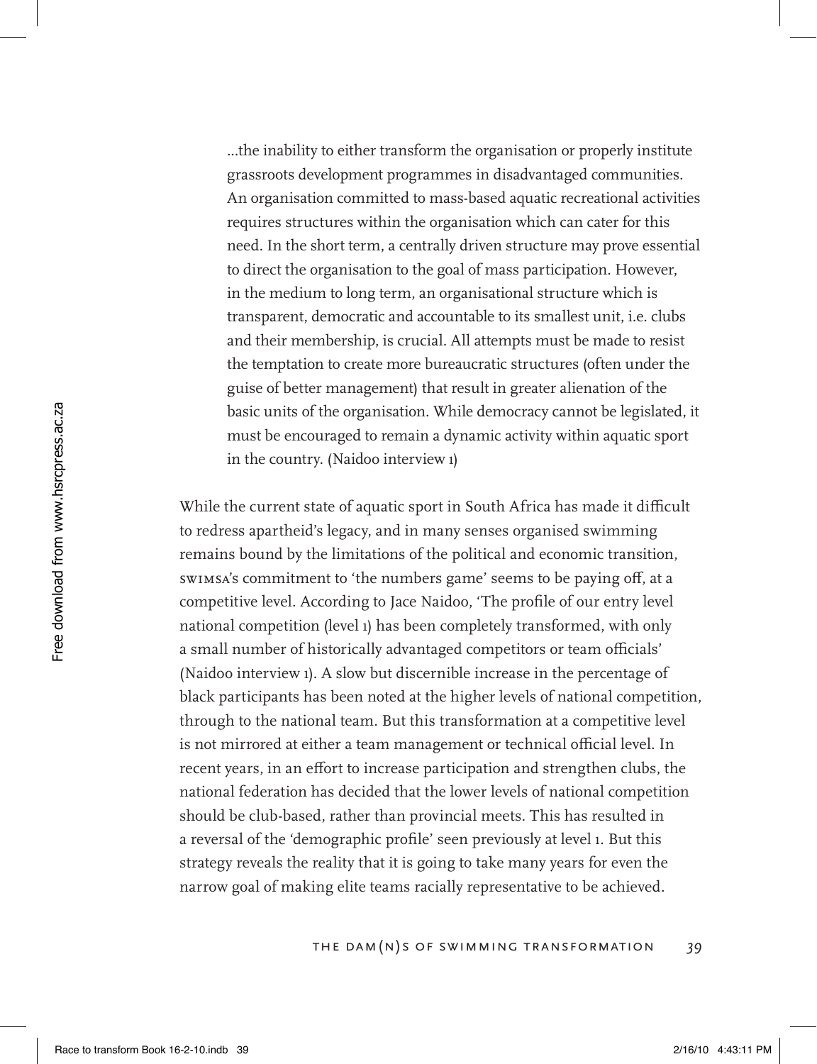> ...the inability to either transform the organisation or properly institute grassroots development programmes in disadvantaged communities. An organisation committed to mass-based aquatic recreational activities requires structures within the organisation which can cater for this need. In the short term, a centrally driven structure may prove essential to direct the organisation to the goal of mass participation. However, in the medium to long term, an organisational structure which is transparent, democratic and accountable to its smallest unit, i.e. clubs and their membership, is crucial. All attempts must be made to resist the temptation to create more bureaucratic structures (often under the guise of better management) that result in greater alienation of the basic units of the organisation. While democracy cannot be legislated, it must be encouraged to remain a dynamic activity within aquatic sport in the country. (Naidoo interview 1)

While the current state of aquatic sport in South Africa has made it difficult to redress apartheid's legacy, and in many senses organised swimming remains bound by the limitations of the political and economic transition, SWIMSA's commitment to 'the numbers game' seems to be paying off, at a competitive level. According to Jace Naidoo, 'The profile of our entry level national competition (level 1) has been completely transformed, with only a small number of historically advantaged competitors or team officials' (Naidoo interview 1). A slow but discernible increase in the percentage of black participants has been noted at the higher levels of national competition, through to the national team. But this transformation at a competitive level is not mirrored at either a team management or technical official level. In recent years, in an effort to increase participation and strengthen clubs, the national federation has decided that the lower levels of national competition should be club-based, rather than provincial meets. This has resulted in a reversal of the 'demographic profile' seen previously at level 1. But this strategy reveals the reality that it is going to take many years for even the narrow goal of making elite teams racially representative to be achieved.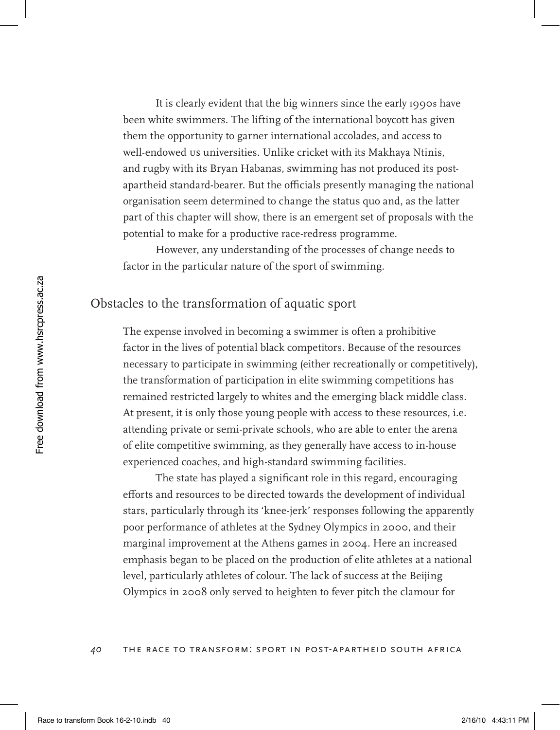It is clearly evident that the big winners since the early 1990s have been white swimmers. The lifting of the international boycott has given them the opportunity to garner international accolades, and access to well-endowed US universities. Unlike cricket with its Makhaya Ntinis, and rugby with its Bryan Habanas, swimming has not produced its post-apartheid standard-bearer. But the officials presently managing the national organisation seem determined to change the status quo and, as the latter part of this chapter will show, there is an emergent set of proposals with the potential to make for a productive race-redress programme.

However, any understanding of the processes of change needs to factor in the particular nature of the sport of swimming.

## Obstacles to the transformation of aquatic sport

The expense involved in becoming a swimmer is often a prohibitive factor in the lives of potential black competitors. Because of the resources necessary to participate in swimming (either recreationally or competitively), the transformation of participation in elite swimming competitions has remained restricted largely to whites and the emerging black middle class. At present, it is only those young people with access to these resources, i.e. attending private or semi-private schools, who are able to enter the arena of elite competitive swimming, as they generally have access to in-house experienced coaches, and high-standard swimming facilities.

The state has played a significant role in this regard, encouraging efforts and resources to be directed towards the development of individual stars, particularly through its 'knee-jerk' responses following the apparently poor performance of athletes at the Sydney Olympics in 2000, and their marginal improvement at the Athens games in 2004. Here an increased emphasis began to be placed on the production of elite athletes at a national level, particularly athletes of colour. The lack of success at the Beijing Olympics in 2008 only served to heighten to fever pitch the clamour for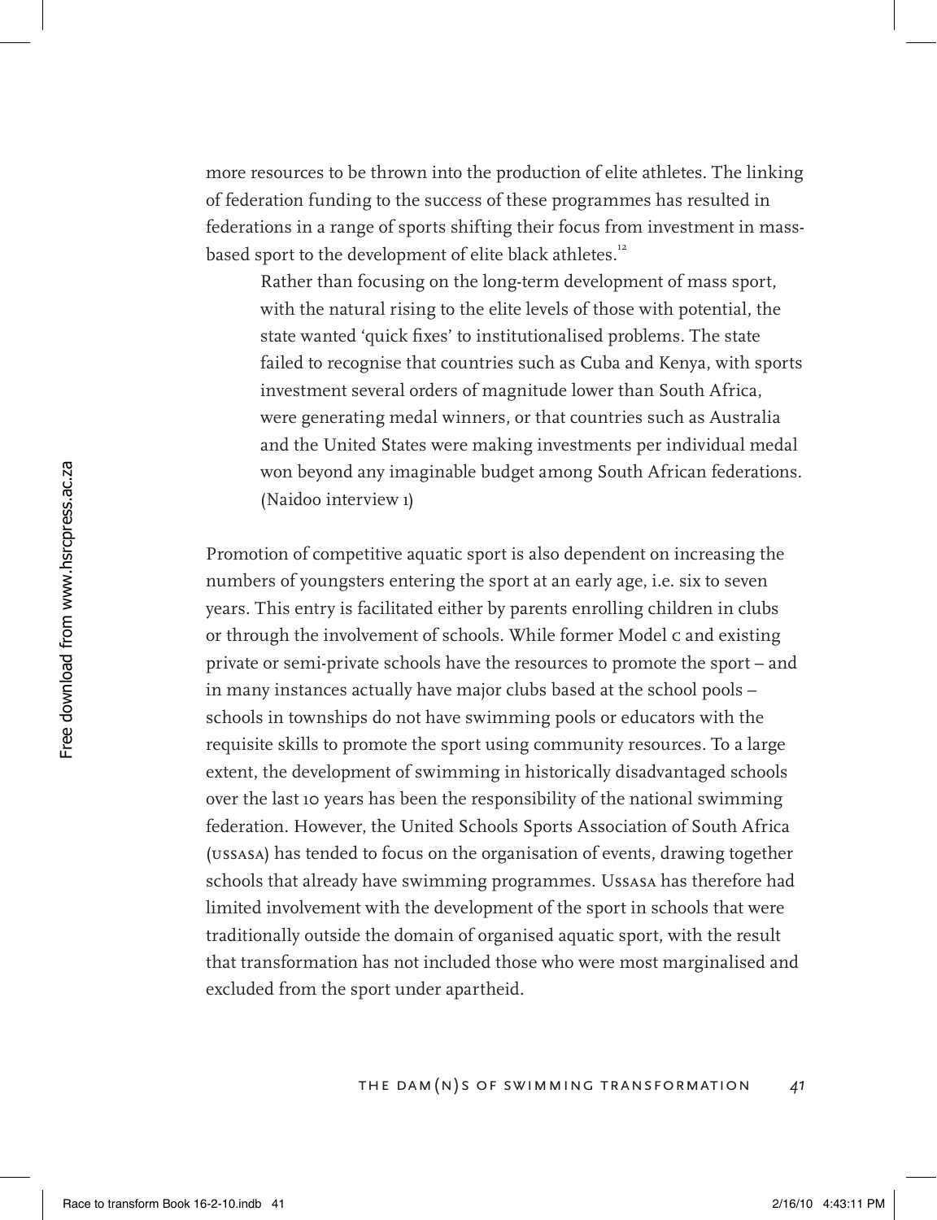more resources to be thrown into the production of elite athletes. The linking of federation funding to the success of these programmes has resulted in federations in a range of sports shifting their focus from investment in mass-based sport to the development of elite black athletes.[12]

> Rather than focusing on the long-term development of mass sport, with the natural rising to the elite levels of those with potential, the state wanted 'quick fixes' to institutionalised problems. The state failed to recognise that countries such as Cuba and Kenya, with sports investment several orders of magnitude lower than South Africa, were generating medal winners, or that countries such as Australia and the United States were making investments per individual medal won beyond any imaginable budget among South African federations. (Naidoo interview 1)

Promotion of competitive aquatic sport is also dependent on increasing the numbers of youngsters entering the sport at an early age, i.e. six to seven years. This entry is facilitated either by parents enrolling children in clubs or through the involvement of schools. While former Model C and existing private or semi-private schools have the resources to promote the sport – and in many instances actually have major clubs based at the school pools – schools in townships do not have swimming pools or educators with the requisite skills to promote the sport using community resources. To a large extent, the development of swimming in historically disadvantaged schools over the last 10 years has been the responsibility of the national swimming federation. However, the United Schools Sports Association of South Africa (USSASA) has tended to focus on the organisation of events, drawing together schools that already have swimming programmes. Ussasa has therefore had limited involvement with the development of the sport in schools that were traditionally outside the domain of organised aquatic sport, with the result that transformation has not included those who were most marginalised and excluded from the sport under apartheid.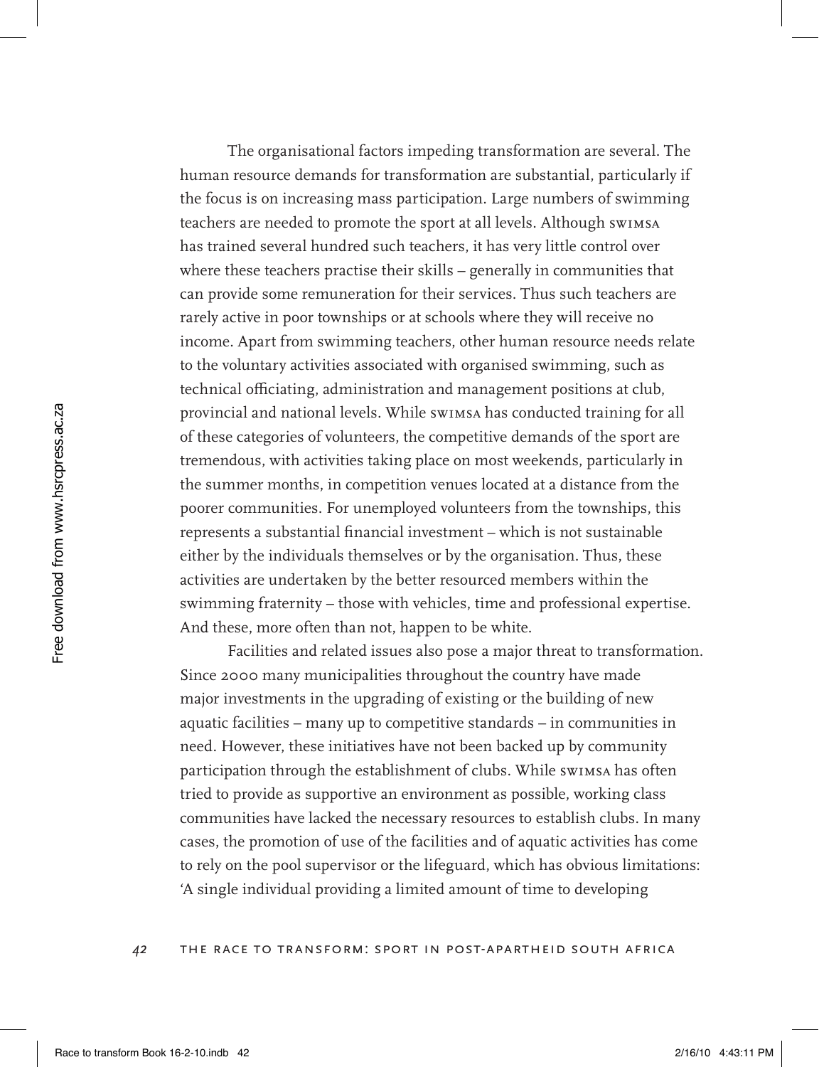The organisational factors impeding transformation are several. The human resource demands for transformation are substantial, particularly if the focus is on increasing mass participation. Large numbers of swimming teachers are needed to promote the sport at all levels. Although SWIMSA has trained several hundred such teachers, it has very little control over where these teachers practise their skills – generally in communities that can provide some remuneration for their services. Thus such teachers are rarely active in poor townships or at schools where they will receive no income. Apart from swimming teachers, other human resource needs relate to the voluntary activities associated with organised swimming, such as technical officiating, administration and management positions at club, provincial and national levels. While SWIMSA has conducted training for all of these categories of volunteers, the competitive demands of the sport are tremendous, with activities taking place on most weekends, particularly in the summer months, in competition venues located at a distance from the poorer communities. For unemployed volunteers from the townships, this represents a substantial financial investment – which is not sustainable either by the individuals themselves or by the organisation. Thus, these activities are undertaken by the better resourced members within the swimming fraternity – those with vehicles, time and professional expertise. And these, more often than not, happen to be white.

Facilities and related issues also pose a major threat to transformation. Since 2000 many municipalities throughout the country have made major investments in the upgrading of existing or the building of new aquatic facilities – many up to competitive standards – in communities in need. However, these initiatives have not been backed up by community participation through the establishment of clubs. While SWIMSA has often tried to provide as supportive an environment as possible, working class communities have lacked the necessary resources to establish clubs. In many cases, the promotion of use of the facilities and of aquatic activities has come to rely on the pool supervisor or the lifeguard, which has obvious limitations: 'A single individual providing a limited amount of time to developing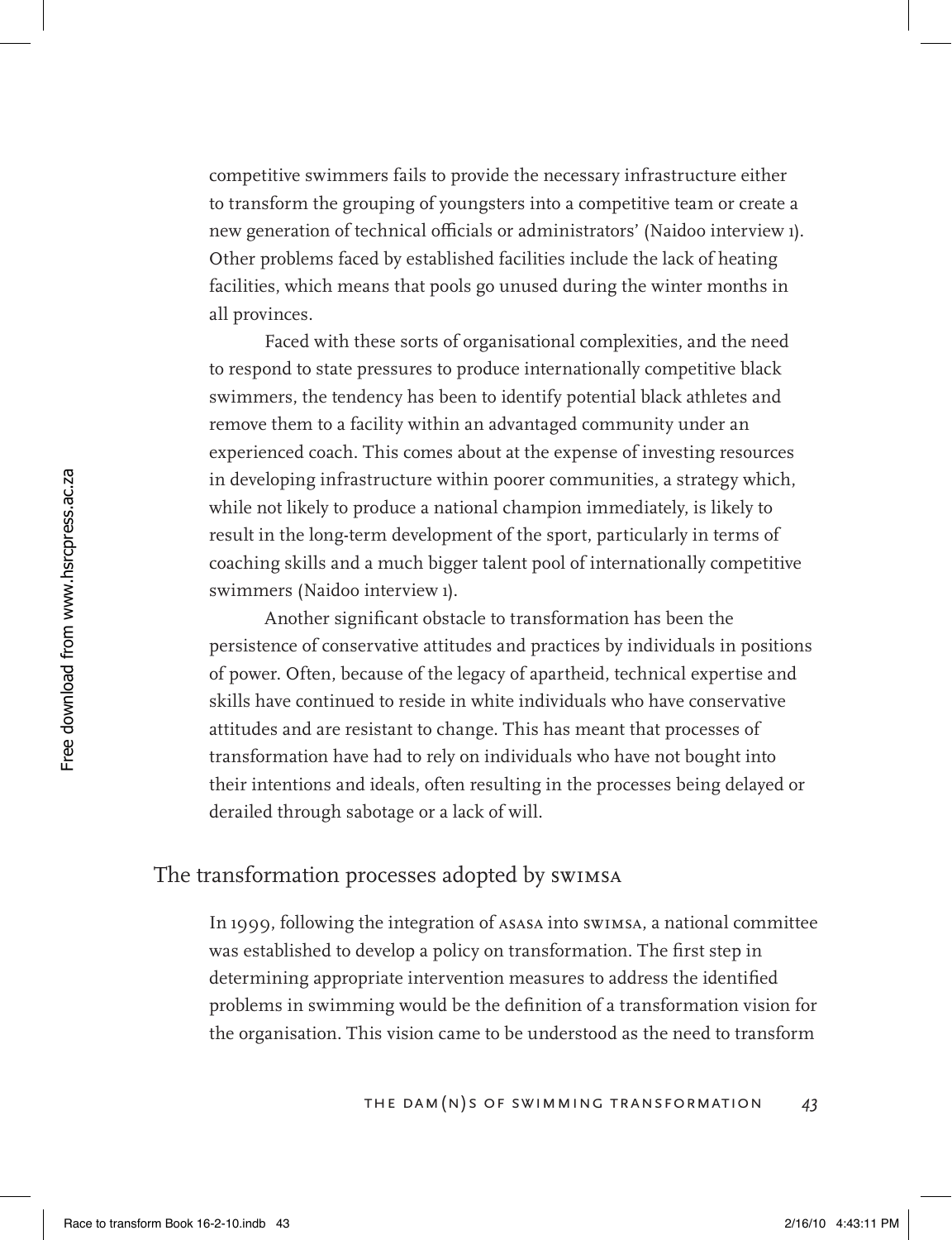competitive swimmers fails to provide the necessary infrastructure either to transform the grouping of youngsters into a competitive team or create a new generation of technical officials or administrators' (Naidoo interview 1). Other problems faced by established facilities include the lack of heating facilities, which means that pools go unused during the winter months in all provinces.

Faced with these sorts of organisational complexities, and the need to respond to state pressures to produce internationally competitive black swimmers, the tendency has been to identify potential black athletes and remove them to a facility within an advantaged community under an experienced coach. This comes about at the expense of investing resources in developing infrastructure within poorer communities, a strategy which, while not likely to produce a national champion immediately, is likely to result in the long-term development of the sport, particularly in terms of coaching skills and a much bigger talent pool of internationally competitive swimmers (Naidoo interview 1).

Another significant obstacle to transformation has been the persistence of conservative attitudes and practices by individuals in positions of power. Often, because of the legacy of apartheid, technical expertise and skills have continued to reside in white individuals who have conservative attitudes and are resistant to change. This has meant that processes of transformation have had to rely on individuals who have not bought into their intentions and ideals, often resulting in the processes being delayed or derailed through sabotage or a lack of will.

## The transformation processes adopted by SWIMSA

In 1999, following the integration of ASASA into SWIMSA, a national committee was established to develop a policy on transformation. The first step in determining appropriate intervention measures to address the identified problems in swimming would be the definition of a transformation vision for the organisation. This vision came to be understood as the need to transform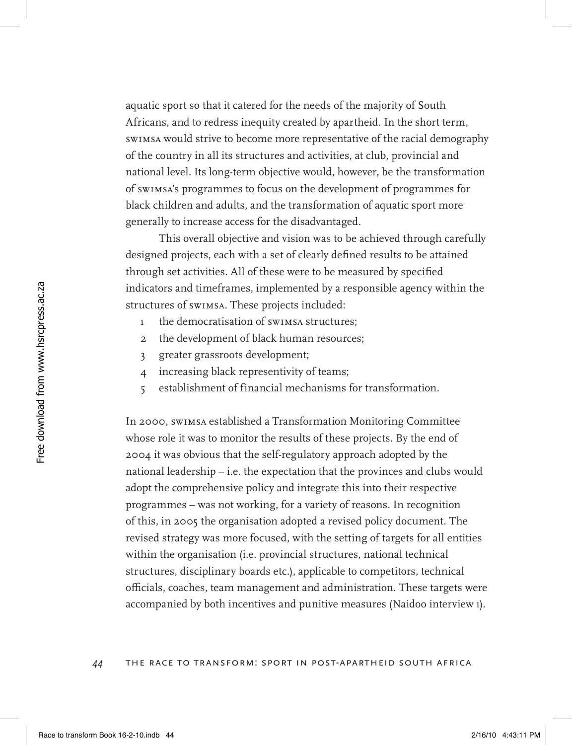aquatic sport so that it catered for the needs of the majority of South Africans, and to redress inequity created by apartheid. In the short term, SWIMSA would strive to become more representative of the racial demography of the country in all its structures and activities, at club, provincial and national level. Its long-term objective would, however, be the transformation of SWIMSA's programmes to focus on the development of programmes for black children and adults, and the transformation of aquatic sport more generally to increase access for the disadvantaged.

This overall objective and vision was to be achieved through carefully designed projects, each with a set of clearly defined results to be attained through set activities. All of these were to be measured by specified indicators and timeframes, implemented by a responsible agency within the structures of SWIMSA. These projects included:

1. the democratisation of SWIMSA structures;
2. the development of black human resources;
3. greater grassroots development;
4. increasing black representivity of teams;
5. establishment of financial mechanisms for transformation.

In 2000, SWIMSA established a Transformation Monitoring Committee whose role it was to monitor the results of these projects. By the end of 2004 it was obvious that the self-regulatory approach adopted by the national leadership – i.e. the expectation that the provinces and clubs would adopt the comprehensive policy and integrate this into their respective programmes – was not working, for a variety of reasons. In recognition of this, in 2005 the organisation adopted a revised policy document. The revised strategy was more focused, with the setting of targets for all entities within the organisation (i.e. provincial structures, national technical structures, disciplinary boards etc.), applicable to competitors, technical officials, coaches, team management and administration. These targets were accompanied by both incentives and punitive measures (Naidoo interview 1).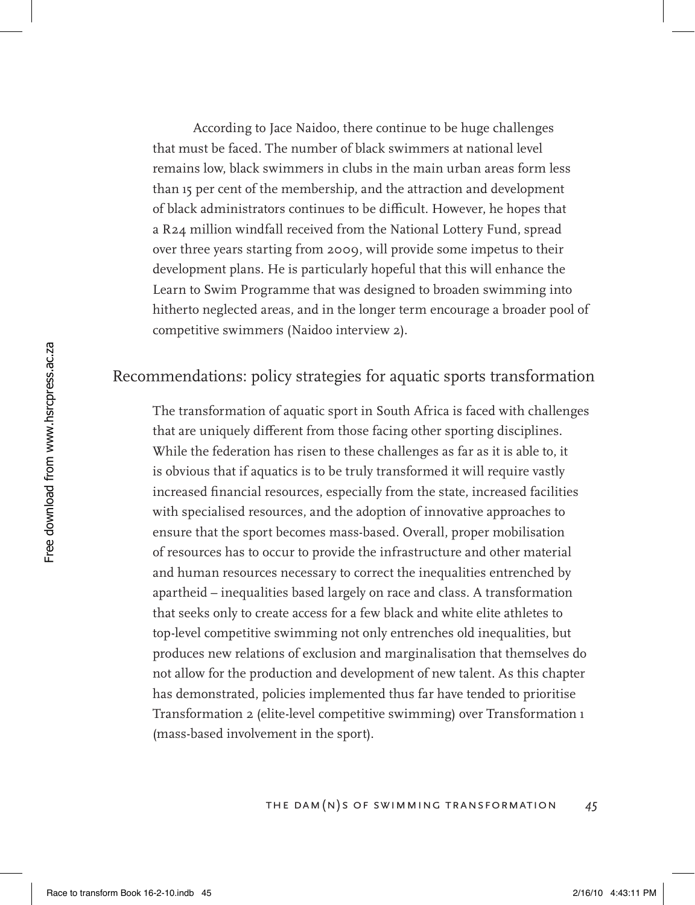According to Jace Naidoo, there continue to be huge challenges that must be faced. The number of black swimmers at national level remains low, black swimmers in clubs in the main urban areas form less than 15 per cent of the membership, and the attraction and development of black administrators continues to be difficult. However, he hopes that a R24 million windfall received from the National Lottery Fund, spread over three years starting from 2009, will provide some impetus to their development plans. He is particularly hopeful that this will enhance the Learn to Swim Programme that was designed to broaden swimming into hitherto neglected areas, and in the longer term encourage a broader pool of competitive swimmers (Naidoo interview 2).

## Recommendations: policy strategies for aquatic sports transformation

The transformation of aquatic sport in South Africa is faced with challenges that are uniquely different from those facing other sporting disciplines. While the federation has risen to these challenges as far as it is able to, it is obvious that if aquatics is to be truly transformed it will require vastly increased financial resources, especially from the state, increased facilities with specialised resources, and the adoption of innovative approaches to ensure that the sport becomes mass-based. Overall, proper mobilisation of resources has to occur to provide the infrastructure and other material and human resources necessary to correct the inequalities entrenched by apartheid – inequalities based largely on race and class. A transformation that seeks only to create access for a few black and white elite athletes to top-level competitive swimming not only entrenches old inequalities, but produces new relations of exclusion and marginalisation that themselves do not allow for the production and development of new talent. As this chapter has demonstrated, policies implemented thus far have tended to prioritise Transformation 2 (elite-level competitive swimming) over Transformation 1 (mass-based involvement in the sport).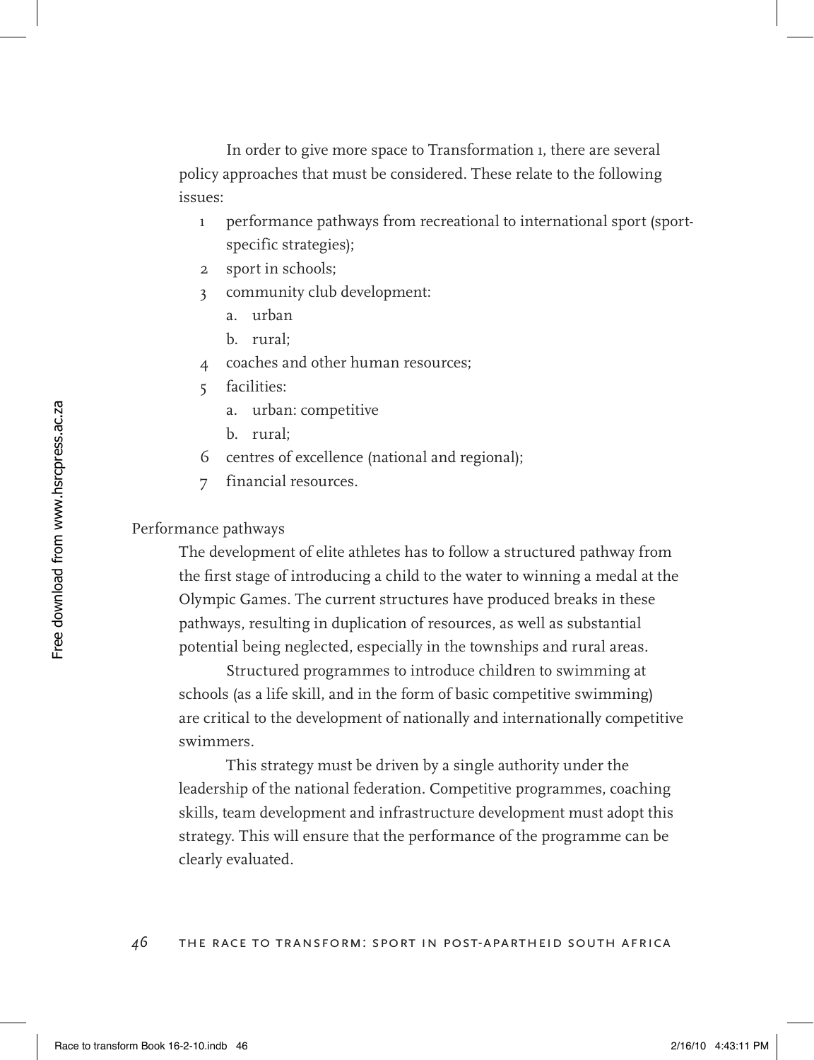In order to give more space to Transformation 1, there are several policy approaches that must be considered. These relate to the following issues:

1. performance pathways from recreational to international sport (sport-specific strategies);
2. sport in schools;
3. community club development:
   a. urban
   b. rural;
4. coaches and other human resources;
5. facilities:
   a. urban: competitive
   b. rural;
6. centres of excellence (national and regional);
7. financial resources.

### Performance pathways

The development of elite athletes has to follow a structured pathway from the first stage of introducing a child to the water to winning a medal at the Olympic Games. The current structures have produced breaks in these pathways, resulting in duplication of resources, as well as substantial potential being neglected, especially in the townships and rural areas.

Structured programmes to introduce children to swimming at schools (as a life skill, and in the form of basic competitive swimming) are critical to the development of nationally and internationally competitive swimmers.

This strategy must be driven by a single authority under the leadership of the national federation. Competitive programmes, coaching skills, team development and infrastructure development must adopt this strategy. This will ensure that the performance of the programme can be clearly evaluated.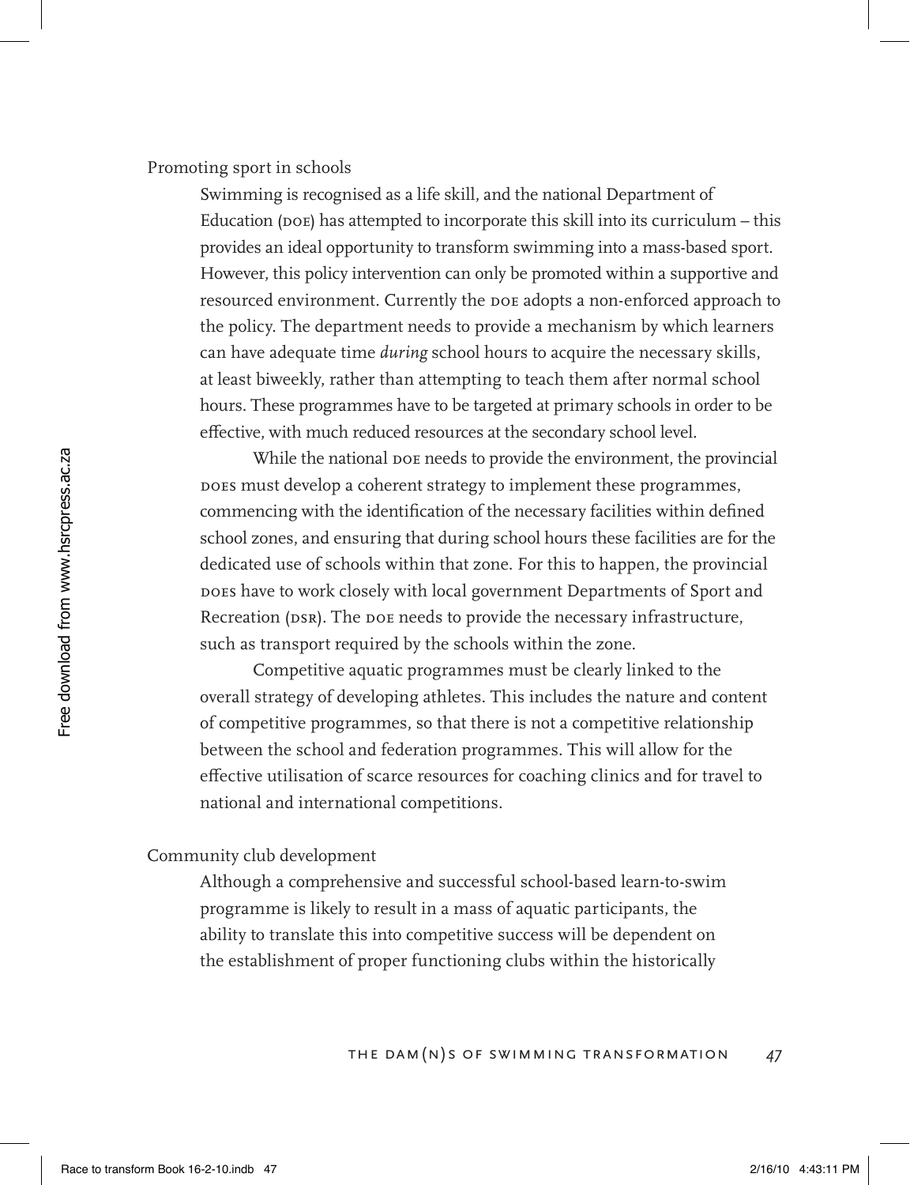### Promoting sport in schools

Swimming is recognised as a life skill, and the national Department of Education (DOE) has attempted to incorporate this skill into its curriculum – this provides an ideal opportunity to transform swimming into a mass-based sport. However, this policy intervention can only be promoted within a supportive and resourced environment. Currently the DOE adopts a non-enforced approach to the policy. The department needs to provide a mechanism by which learners can have adequate time *during* school hours to acquire the necessary skills, at least biweekly, rather than attempting to teach them after normal school hours. These programmes have to be targeted at primary schools in order to be effective, with much reduced resources at the secondary school level.

While the national DOE needs to provide the environment, the provincial DOEs must develop a coherent strategy to implement these programmes, commencing with the identification of the necessary facilities within defined school zones, and ensuring that during school hours these facilities are for the dedicated use of schools within that zone. For this to happen, the provincial DOEs have to work closely with local government Departments of Sport and Recreation (DSR). The DOE needs to provide the necessary infrastructure, such as transport required by the schools within the zone.

Competitive aquatic programmes must be clearly linked to the overall strategy of developing athletes. This includes the nature and content of competitive programmes, so that there is not a competitive relationship between the school and federation programmes. This will allow for the effective utilisation of scarce resources for coaching clinics and for travel to national and international competitions.

### Community club development

Although a comprehensive and successful school-based learn-to-swim programme is likely to result in a mass of aquatic participants, the ability to translate this into competitive success will be dependent on the establishment of proper functioning clubs within the historically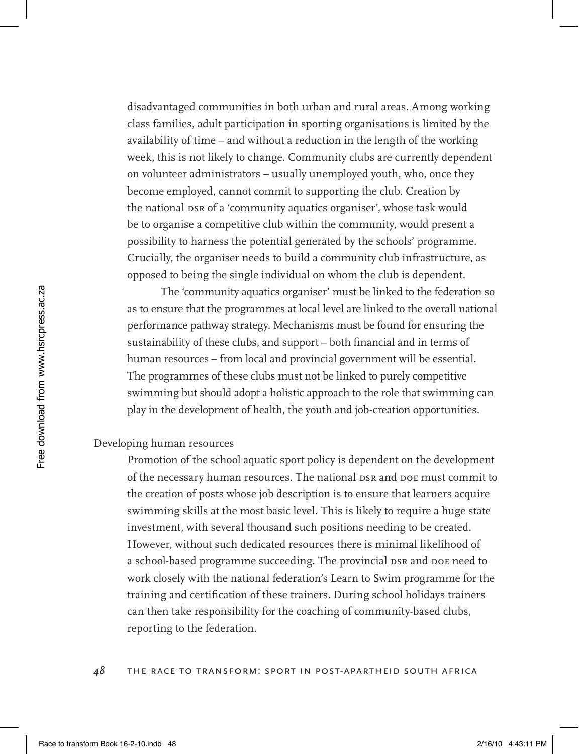disadvantaged communities in both urban and rural areas. Among working class families, adult participation in sporting organisations is limited by the availability of time – and without a reduction in the length of the working week, this is not likely to change. Community clubs are currently dependent on volunteer administrators – usually unemployed youth, who, once they become employed, cannot commit to supporting the club. Creation by the national DSR of a 'community aquatics organiser', whose task would be to organise a competitive club within the community, would present a possibility to harness the potential generated by the schools' programme. Crucially, the organiser needs to build a community club infrastructure, as opposed to being the single individual on whom the club is dependent.

The 'community aquatics organiser' must be linked to the federation so as to ensure that the programmes at local level are linked to the overall national performance pathway strategy. Mechanisms must be found for ensuring the sustainability of these clubs, and support – both financial and in terms of human resources – from local and provincial government will be essential. The programmes of these clubs must not be linked to purely competitive swimming but should adopt a holistic approach to the role that swimming can play in the development of health, the youth and job-creation opportunities.

### Developing human resources

Promotion of the school aquatic sport policy is dependent on the development of the necessary human resources. The national DSR and DOE must commit to the creation of posts whose job description is to ensure that learners acquire swimming skills at the most basic level. This is likely to require a huge state investment, with several thousand such positions needing to be created. However, without such dedicated resources there is minimal likelihood of a school-based programme succeeding. The provincial DSR and DOE need to work closely with the national federation's Learn to Swim programme for the training and certification of these trainers. During school holidays trainers can then take responsibility for the coaching of community-based clubs, reporting to the federation.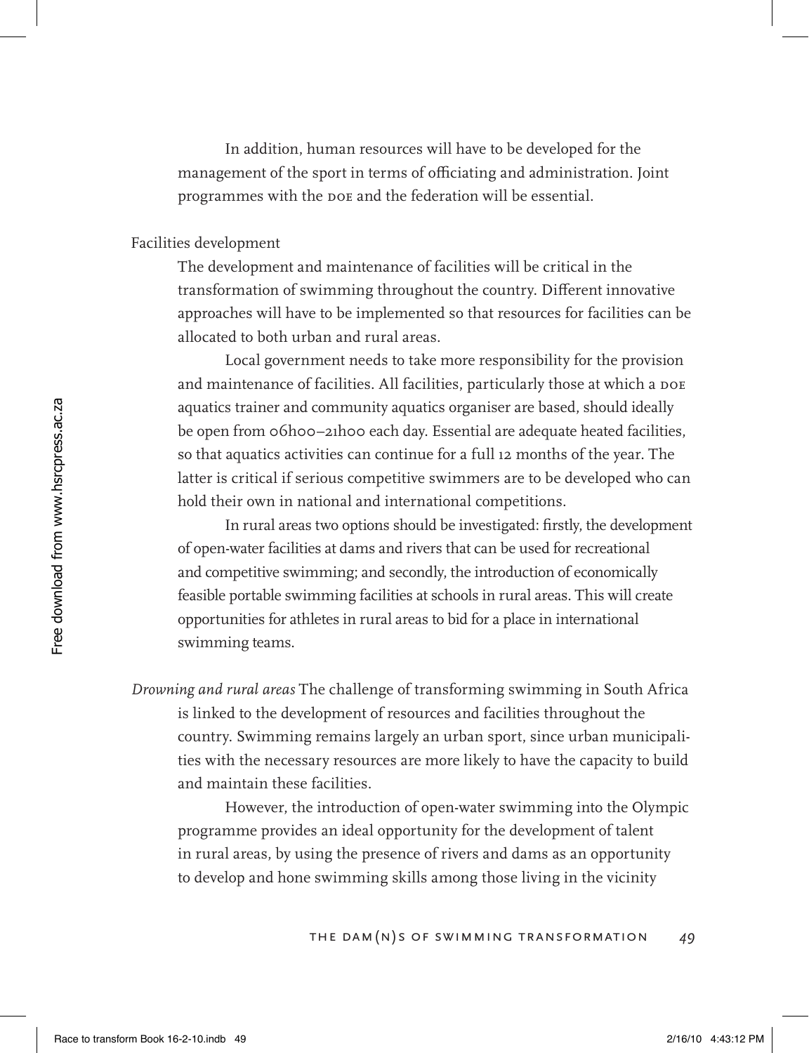In addition, human resources will have to be developed for the management of the sport in terms of officiating and administration. Joint programmes with the DOE and the federation will be essential.

Facilities development

The development and maintenance of facilities will be critical in the transformation of swimming throughout the country. Different innovative approaches will have to be implemented so that resources for facilities can be allocated to both urban and rural areas.

Local government needs to take more responsibility for the provision and maintenance of facilities. All facilities, particularly those at which a DOE aquatics trainer and community aquatics organiser are based, should ideally be open from 06h00–21h00 each day. Essential are adequate heated facilities, so that aquatics activities can continue for a full 12 months of the year. The latter is critical if serious competitive swimmers are to be developed who can hold their own in national and international competitions.

In rural areas two options should be investigated: firstly, the development of open-water facilities at dams and rivers that can be used for recreational and competitive swimming; and secondly, the introduction of economically feasible portable swimming facilities at schools in rural areas. This will create opportunities for athletes in rural areas to bid for a place in international swimming teams.

*Drowning and rural areas* The challenge of transforming swimming in South Africa is linked to the development of resources and facilities throughout the country. Swimming remains largely an urban sport, since urban municipalities with the necessary resources are more likely to have the capacity to build and maintain these facilities.

However, the introduction of open-water swimming into the Olympic programme provides an ideal opportunity for the development of talent in rural areas, by using the presence of rivers and dams as an opportunity to develop and hone swimming skills among those living in the vicinity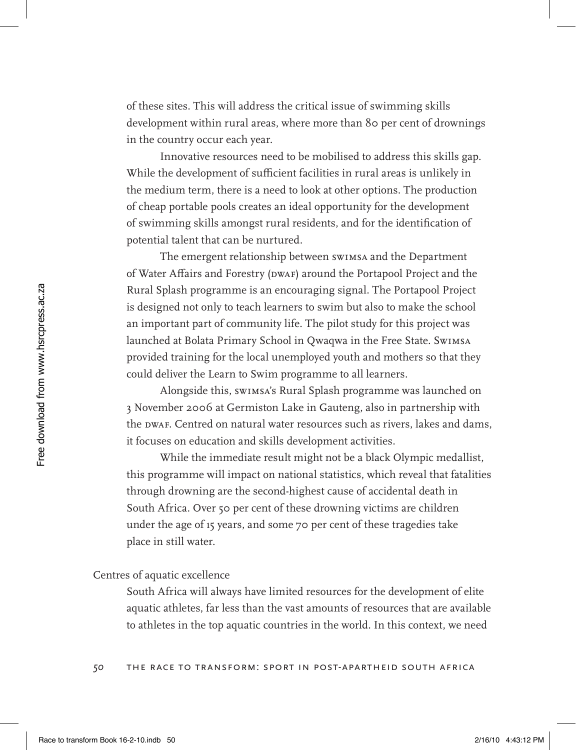of these sites. This will address the critical issue of swimming skills development within rural areas, where more than 80 per cent of drownings in the country occur each year.

Innovative resources need to be mobilised to address this skills gap. While the development of sufficient facilities in rural areas is unlikely in the medium term, there is a need to look at other options. The production of cheap portable pools creates an ideal opportunity for the development of swimming skills amongst rural residents, and for the identification of potential talent that can be nurtured.

The emergent relationship between SWIMSA and the Department of Water Affairs and Forestry (DWAF) around the Portapool Project and the Rural Splash programme is an encouraging signal. The Portapool Project is designed not only to teach learners to swim but also to make the school an important part of community life. The pilot study for this project was launched at Bolata Primary School in Qwaqwa in the Free State. SWIMSA provided training for the local unemployed youth and mothers so that they could deliver the Learn to Swim programme to all learners.

Alongside this, SWIMSA's Rural Splash programme was launched on 3 November 2006 at Germiston Lake in Gauteng, also in partnership with the DWAF. Centred on natural water resources such as rivers, lakes and dams, it focuses on education and skills development activities.

While the immediate result might not be a black Olympic medallist, this programme will impact on national statistics, which reveal that fatalities through drowning are the second-highest cause of accidental death in South Africa. Over 50 per cent of these drowning victims are children under the age of 15 years, and some 70 per cent of these tragedies take place in still water.

### Centres of aquatic excellence

South Africa will always have limited resources for the development of elite aquatic athletes, far less than the vast amounts of resources that are available to athletes in the top aquatic countries in the world. In this context, we need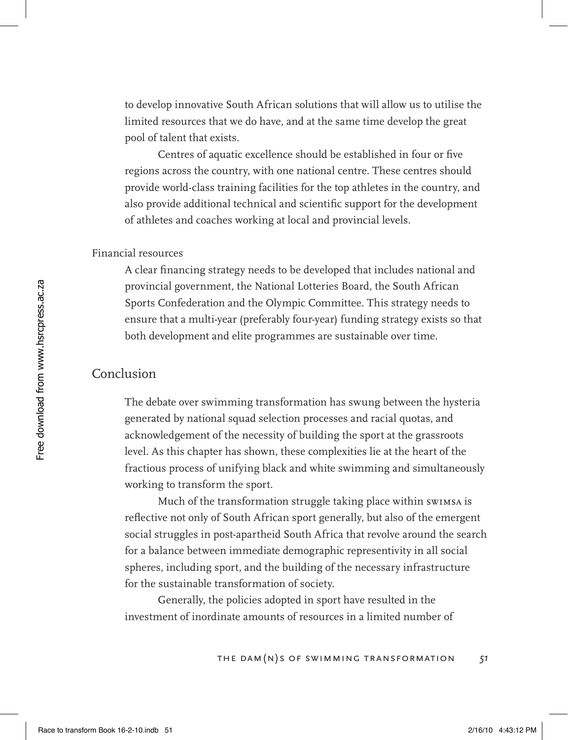to develop innovative South African solutions that will allow us to utilise the limited resources that we do have, and at the same time develop the great pool of talent that exists.

Centres of aquatic excellence should be established in four or five regions across the country, with one national centre. These centres should provide world-class training facilities for the top athletes in the country, and also provide additional technical and scientific support for the development of athletes and coaches working at local and provincial levels.

Financial resources

A clear financing strategy needs to be developed that includes national and provincial government, the National Lotteries Board, the South African Sports Confederation and the Olympic Committee. This strategy needs to ensure that a multi-year (preferably four-year) funding strategy exists so that both development and elite programmes are sustainable over time.

## Conclusion

The debate over swimming transformation has swung between the hysteria generated by national squad selection processes and racial quotas, and acknowledgement of the necessity of building the sport at the grassroots level. As this chapter has shown, these complexities lie at the heart of the fractious process of unifying black and white swimming and simultaneously working to transform the sport.

Much of the transformation struggle taking place within SWIMSA is reflective not only of South African sport generally, but also of the emergent social struggles in post-apartheid South Africa that revolve around the search for a balance between immediate demographic representivity in all social spheres, including sport, and the building of the necessary infrastructure for the sustainable transformation of society.

Generally, the policies adopted in sport have resulted in the investment of inordinate amounts of resources in a limited number of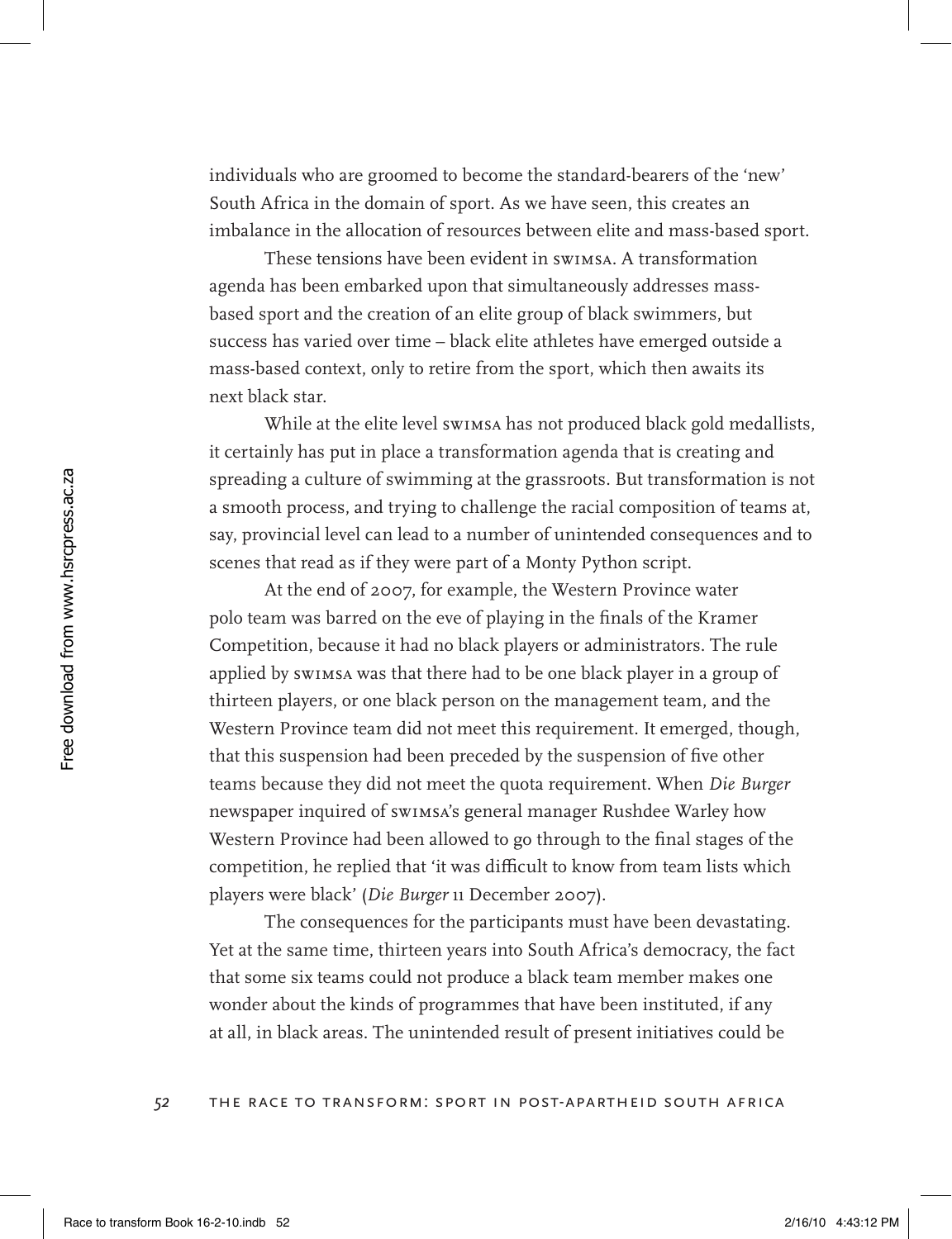individuals who are groomed to become the standard-bearers of the 'new' South Africa in the domain of sport. As we have seen, this creates an imbalance in the allocation of resources between elite and mass-based sport.

These tensions have been evident in SWIMSA. A transformation agenda has been embarked upon that simultaneously addresses mass-based sport and the creation of an elite group of black swimmers, but success has varied over time – black elite athletes have emerged outside a mass-based context, only to retire from the sport, which then awaits its next black star.

While at the elite level SWIMSA has not produced black gold medallists, it certainly has put in place a transformation agenda that is creating and spreading a culture of swimming at the grassroots. But transformation is not a smooth process, and trying to challenge the racial composition of teams at, say, provincial level can lead to a number of unintended consequences and to scenes that read as if they were part of a Monty Python script.

At the end of 2007, for example, the Western Province water polo team was barred on the eve of playing in the finals of the Kramer Competition, because it had no black players or administrators. The rule applied by SWIMSA was that there had to be one black player in a group of thirteen players, or one black person on the management team, and the Western Province team did not meet this requirement. It emerged, though, that this suspension had been preceded by the suspension of five other teams because they did not meet the quota requirement. When *Die Burger* newspaper inquired of SWIMSA's general manager Rushdee Warley how Western Province had been allowed to go through to the final stages of the competition, he replied that 'it was difficult to know from team lists which players were black' (*Die Burger* 11 December 2007).

The consequences for the participants must have been devastating. Yet at the same time, thirteen years into South Africa's democracy, the fact that some six teams could not produce a black team member makes one wonder about the kinds of programmes that have been instituted, if any at all, in black areas. The unintended result of present initiatives could be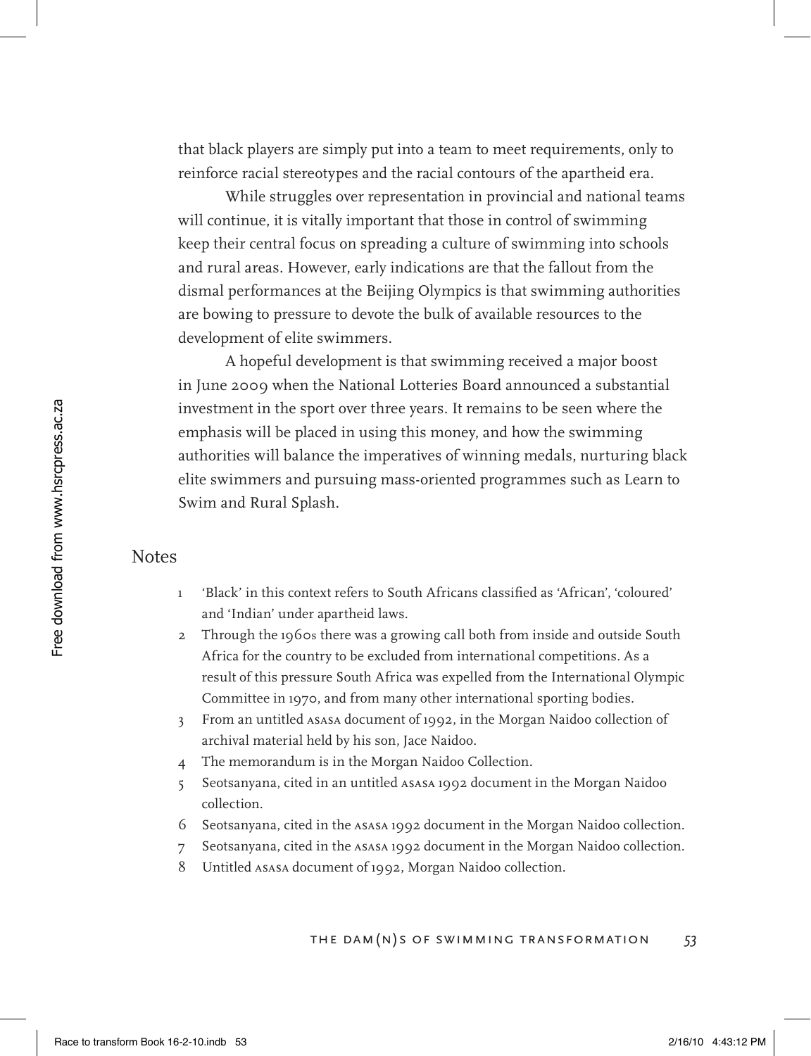that black players are simply put into a team to meet requirements, only to reinforce racial stereotypes and the racial contours of the apartheid era.

While struggles over representation in provincial and national teams will continue, it is vitally important that those in control of swimming keep their central focus on spreading a culture of swimming into schools and rural areas. However, early indications are that the fallout from the dismal performances at the Beijing Olympics is that swimming authorities are bowing to pressure to devote the bulk of available resources to the development of elite swimmers.

A hopeful development is that swimming received a major boost in June 2009 when the National Lotteries Board announced a substantial investment in the sport over three years. It remains to be seen where the emphasis will be placed in using this money, and how the swimming authorities will balance the imperatives of winning medals, nurturing black elite swimmers and pursuing mass-oriented programmes such as Learn to Swim and Rural Splash.

## Notes

1. 'Black' in this context refers to South Africans classified as 'African', 'coloured' and 'Indian' under apartheid laws.
2. Through the 1960s there was a growing call both from inside and outside South Africa for the country to be excluded from international competitions. As a result of this pressure South Africa was expelled from the International Olympic Committee in 1970, and from many other international sporting bodies.
3. From an untitled ASASA document of 1992, in the Morgan Naidoo collection of archival material held by his son, Jace Naidoo.
4. The memorandum is in the Morgan Naidoo Collection.
5. Seotsanyana, cited in an untitled ASASA 1992 document in the Morgan Naidoo collection.
6. Seotsanyana, cited in the ASASA 1992 document in the Morgan Naidoo collection.
7. Seotsanyana, cited in the ASASA 1992 document in the Morgan Naidoo collection.
8. Untitled ASASA document of 1992, Morgan Naidoo collection.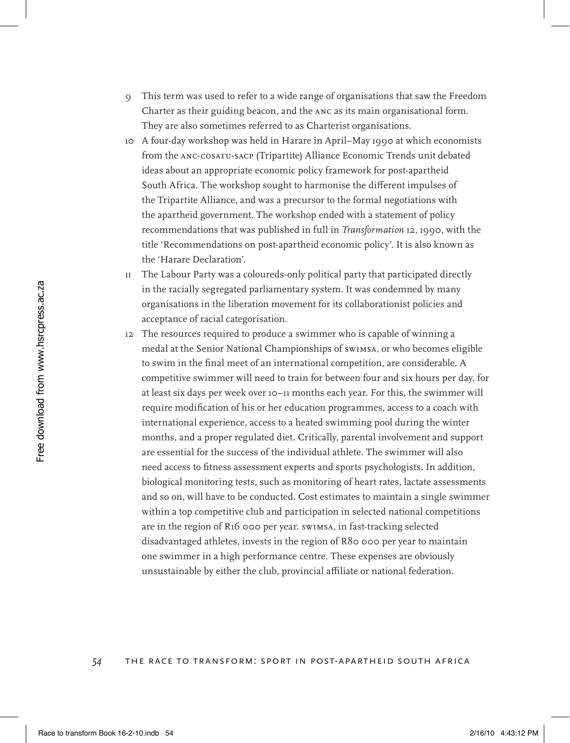9 This term was used to refer to a wide range of organisations that saw the Freedom Charter as their guiding beacon, and the ANC as its main organisational form. They are also sometimes referred to as Charterist organisations.

10 A four-day workshop was held in Harare in April–May 1990 at which economists from the ANC-COSATU-SACP (Tripartite) Alliance Economic Trends unit debated ideas about an appropriate economic policy framework for post-apartheid South Africa. The workshop sought to harmonise the different impulses of the Tripartite Alliance, and was a precursor to the formal negotiations with the apartheid government. The workshop ended with a statement of policy recommendations that was published in full in *Transformation* 12, 1990, with the title 'Recommendations on post-apartheid economic policy'. It is also known as the 'Harare Declaration'.

11 The Labour Party was a coloureds-only political party that participated directly in the racially segregated parliamentary system. It was condemned by many organisations in the liberation movement for its collaborationist policies and acceptance of racial categorisation.

12 The resources required to produce a swimmer who is capable of winning a medal at the Senior National Championships of SWIMSA, or who becomes eligible to swim in the final meet of an international competition, are considerable. A competitive swimmer will need to train for between four and six hours per day, for at least six days per week over 10–11 months each year. For this, the swimmer will require modification of his or her education programmes, access to a coach with international experience, access to a heated swimming pool during the winter months, and a proper regulated diet. Critically, parental involvement and support are essential for the success of the individual athlete. The swimmer will also need access to fitness assessment experts and sports psychologists. In addition, biological monitoring tests, such as monitoring of heart rates, lactate assessments and so on, will have to be conducted. Cost estimates to maintain a single swimmer within a top competitive club and participation in selected national competitions are in the region of R16 000 per year. SWIMSA, in fast-tracking selected disadvantaged athletes, invests in the region of R80 000 per year to maintain one swimmer in a high performance centre. These expenses are obviously unsustainable by either the club, provincial affiliate or national federation.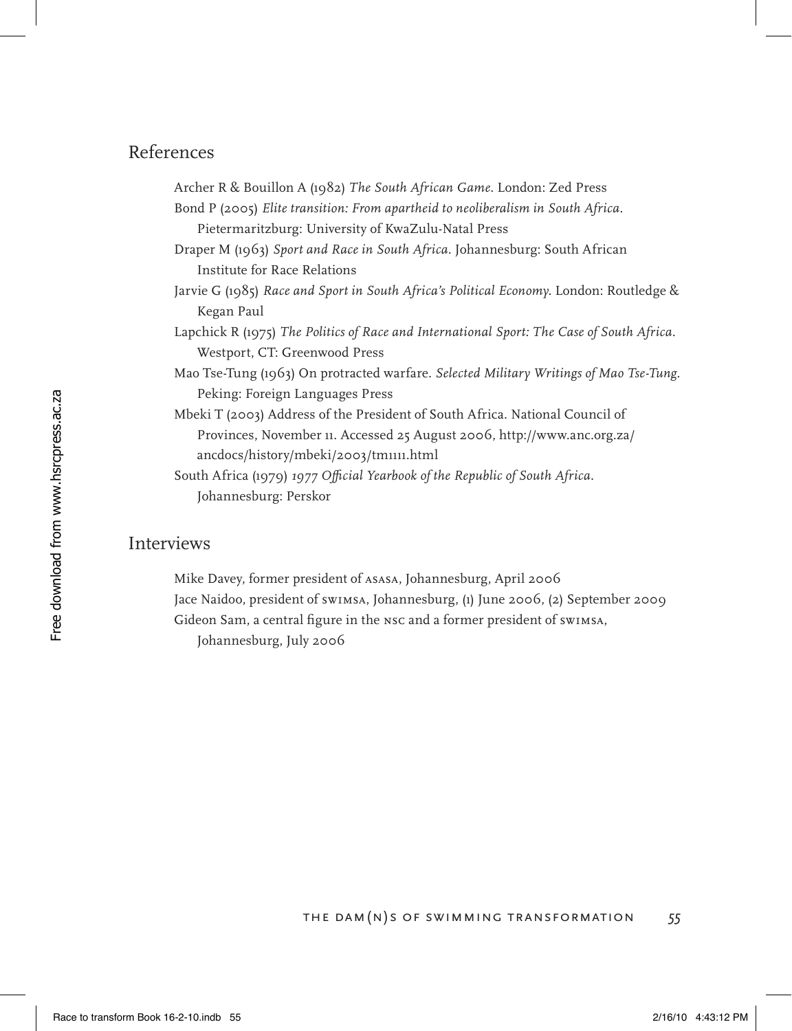## References

Archer R & Bouillon A (1982) *The South African Game*. London: Zed Press

Bond P (2005) *Elite transition: From apartheid to neoliberalism in South Africa*. Pietermaritzburg: University of KwaZulu-Natal Press

Draper M (1963) *Sport and Race in South Africa*. Johannesburg: South African Institute for Race Relations

Jarvie G (1985) *Race and Sport in South Africa's Political Economy*. London: Routledge & Kegan Paul

Lapchick R (1975) *The Politics of Race and International Sport: The Case of South Africa*. Westport, CT: Greenwood Press

Mao Tse-Tung (1963) On protracted warfare. *Selected Military Writings of Mao Tse-Tung*. Peking: Foreign Languages Press

Mbeki T (2003) Address of the President of South Africa. National Council of Provinces, November 11. Accessed 25 August 2006, http://www.anc.org.za/ancdocs/history/mbeki/2003/tm1111.html

South Africa (1979) *1977 Official Yearbook of the Republic of South Africa*. Johannesburg: Perskor

## Interviews

Mike Davey, former president of ASASA, Johannesburg, April 2006

Jace Naidoo, president of SWIMSA, Johannesburg, (1) June 2006, (2) September 2009

Gideon Sam, a central figure in the NSC and a former president of SWIMSA, Johannesburg, July 2006